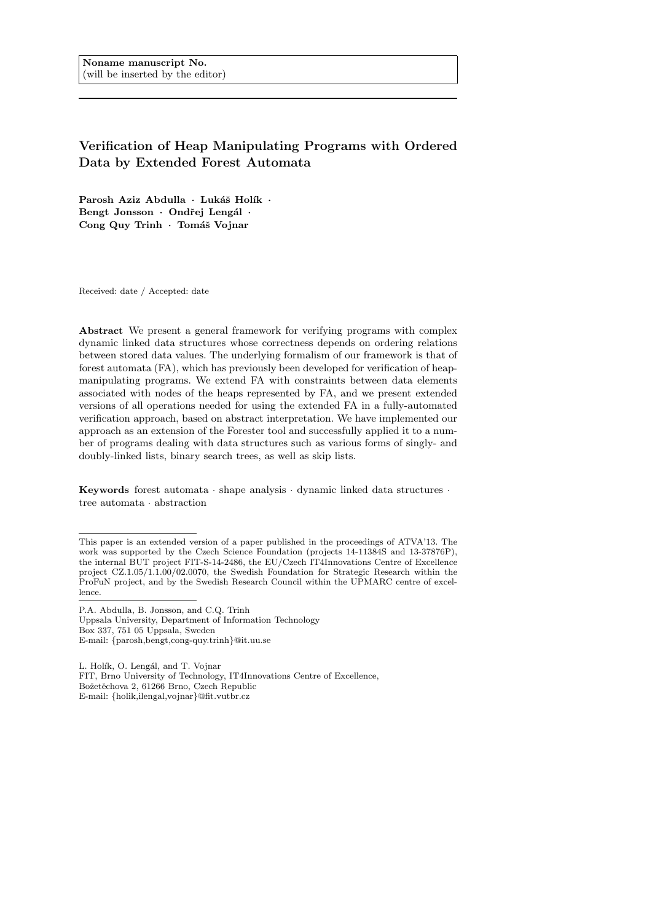Noname manuscript No.
(will be inserted by the editor)

# Verification of Heap Manipulating Programs with Ordered Data by Extended Forest Automata

**Parosh Aziz Abdulla · Lukáš Holík · Bengt Jonsson · Ondřej Lengál · Cong Quy Trinh · Tomáš Vojnar**

Received: date / Accepted: date

**Abstract** We present a general framework for verifying programs with complex dynamic linked data structures whose correctness depends on ordering relations between stored data values. The underlying formalism of our framework is that of forest automata (FA), which has previously been developed for verification of heap-manipulating programs. We extend FA with constraints between data elements associated with nodes of the heaps represented by FA, and we present extended versions of all operations needed for using the extended FA in a fully-automated verification approach, based on abstract interpretation. We have implemented our approach as an extension of the Forester tool and successfully applied it to a number of programs dealing with data structures such as various forms of singly- and doubly-linked lists, binary search trees, as well as skip lists.

**Keywords** forest automata · shape analysis · dynamic linked data structures · tree automata · abstraction

---

This paper is an extended version of a paper published in the proceedings of ATVA'13. The work was supported by the Czech Science Foundation (projects 14-11384S and 13-37876P), the internal BUT project FIT-S-14-2486, the EU/Czech IT4Innovations Centre of Excellence project CZ.1.05/1.1.00/02.0070, the Swedish Foundation for Strategic Research within the ProFuN project, and by the Swedish Research Council within the UPMARC centre of excellence.

---

P.A. Abdulla, B. Jonsson, and C.Q. Trinh
Uppsala University, Department of Information Technology
Box 337, 751 05 Uppsala, Sweden
E-mail: {parosh,bengt,cong-quy.trinh}@it.uu.se

L. Holík, O. Lengál, and T. Vojnar
FIT, Brno University of Technology, IT4Innovations Centre of Excellence,
Božetěchova 2, 61266 Brno, Czech Republic
E-mail: {holik,ilengal,vojnar}@fit.vutbr.cz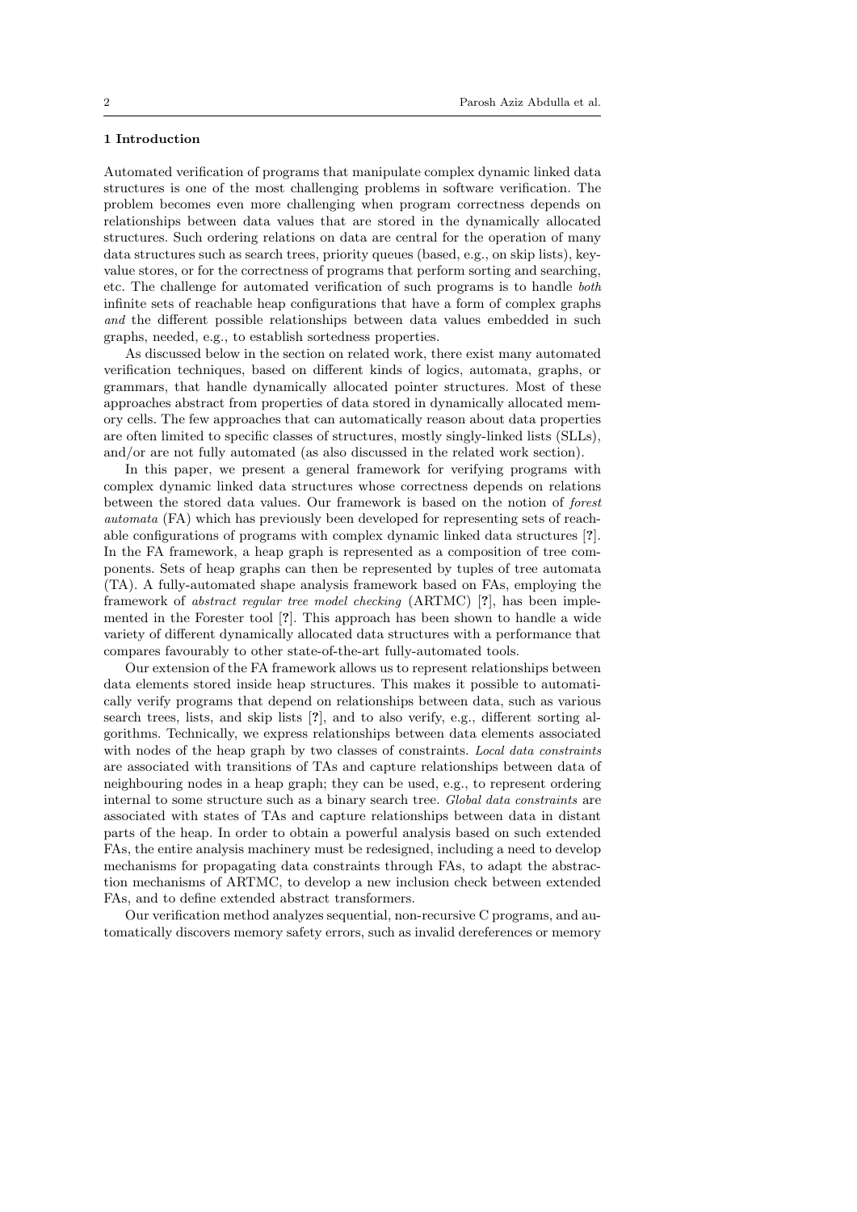## 1 Introduction

Automated verification of programs that manipulate complex dynamic linked data structures is one of the most challenging problems in software verification. The problem becomes even more challenging when program correctness depends on relationships between data values that are stored in the dynamically allocated structures. Such ordering relations on data are central for the operation of many data structures such as search trees, priority queues (based, e.g., on skip lists), key-value stores, or for the correctness of programs that perform sorting and searching, etc. The challenge for automated verification of such programs is to handle *both* infinite sets of reachable heap configurations that have a form of complex graphs *and* the different possible relationships between data values embedded in such graphs, needed, e.g., to establish sortedness properties.

As discussed below in the section on related work, there exist many automated verification techniques, based on different kinds of logics, automata, graphs, or grammars, that handle dynamically allocated pointer structures. Most of these approaches abstract from properties of data stored in dynamically allocated memory cells. The few approaches that can automatically reason about data properties are often limited to specific classes of structures, mostly singly-linked lists (SLLs), and/or are not fully automated (as also discussed in the related work section).

In this paper, we present a general framework for verifying programs with complex dynamic linked data structures whose correctness depends on relations between the stored data values. Our framework is based on the notion of *forest automata* (FA) which has previously been developed for representing sets of reachable configurations of programs with complex dynamic linked data structures [?]. In the FA framework, a heap graph is represented as a composition of tree components. Sets of heap graphs can then be represented by tuples of tree automata (TA). A fully-automated shape analysis framework based on FAs, employing the framework of *abstract regular tree model checking* (ARTMC) [?], has been implemented in the Forester tool [?]. This approach has been shown to handle a wide variety of different dynamically allocated data structures with a performance that compares favourably to other state-of-the-art fully-automated tools.

Our extension of the FA framework allows us to represent relationships between data elements stored inside heap structures. This makes it possible to automatically verify programs that depend on relationships between data, such as various search trees, lists, and skip lists [?], and to also verify, e.g., different sorting algorithms. Technically, we express relationships between data elements associated with nodes of the heap graph by two classes of constraints. *Local data constraints* are associated with transitions of TAs and capture relationships between data of neighbouring nodes in a heap graph; they can be used, e.g., to represent ordering internal to some structure such as a binary search tree. *Global data constraints* are associated with states of TAs and capture relationships between data in distant parts of the heap. In order to obtain a powerful analysis based on such extended FAs, the entire analysis machinery must be redesigned, including a need to develop mechanisms for propagating data constraints through FAs, to adapt the abstraction mechanisms of ARTMC, to develop a new inclusion check between extended FAs, and to define extended abstract transformers.

Our verification method analyzes sequential, non-recursive C programs, and automatically discovers memory safety errors, such as invalid dereferences or memory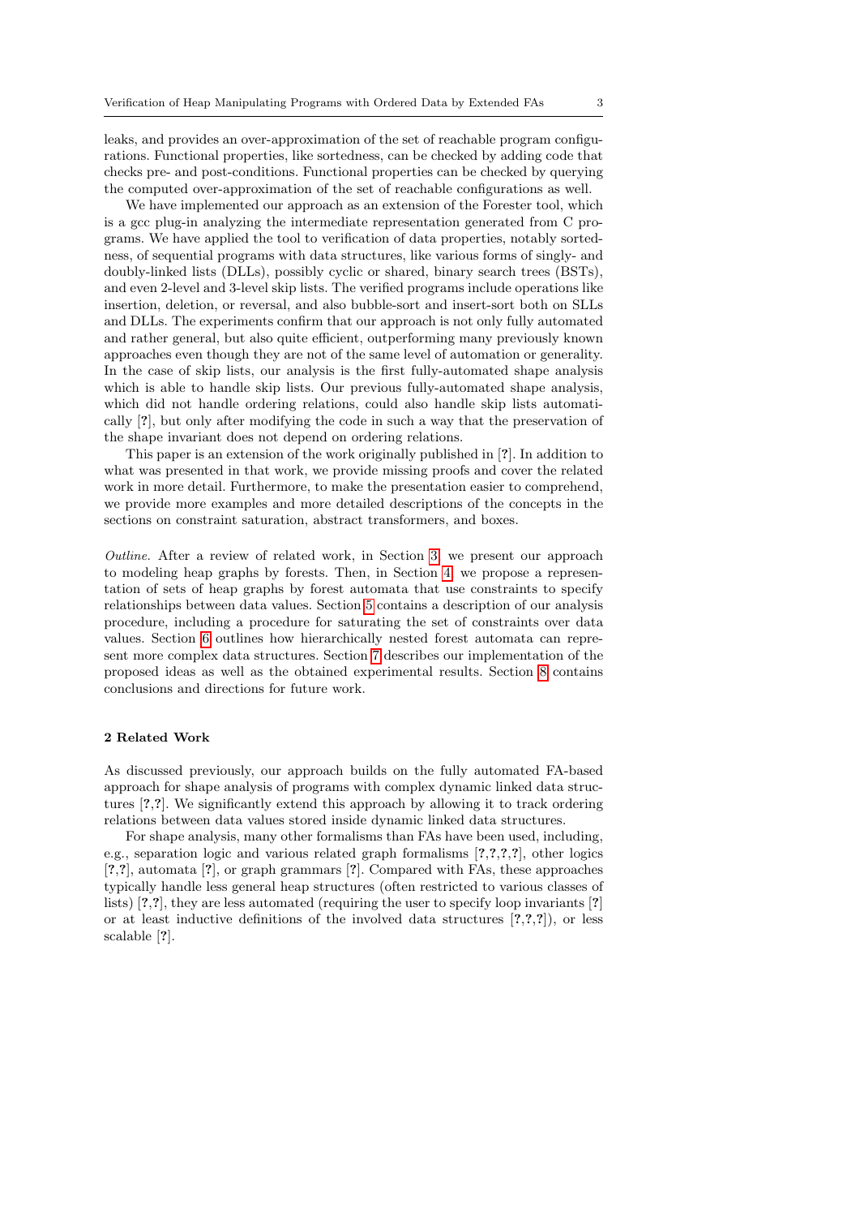leaks, and provides an over-approximation of the set of reachable program configurations. Functional properties, like sortedness, can be checked by adding code that checks pre- and post-conditions. Functional properties can be checked by querying the computed over-approximation of the set of reachable configurations as well.

We have implemented our approach as an extension of the Forester tool, which is a gcc plug-in analyzing the intermediate representation generated from C programs. We have applied the tool to verification of data properties, notably sortedness, of sequential programs with data structures, like various forms of singly- and doubly-linked lists (DLLs), possibly cyclic or shared, binary search trees (BSTs), and even 2-level and 3-level skip lists. The verified programs include operations like insertion, deletion, or reversal, and also bubble-sort and insert-sort both on SLLs and DLLs. The experiments confirm that our approach is not only fully automated and rather general, but also quite efficient, outperforming many previously known approaches even though they are not of the same level of automation or generality. In the case of skip lists, our analysis is the first fully-automated shape analysis which is able to handle skip lists. Our previous fully-automated shape analysis, which did not handle ordering relations, could also handle skip lists automatically [?], but only after modifying the code in such a way that the preservation of the shape invariant does not depend on ordering relations.

This paper is an extension of the work originally published in [?]. In addition to what was presented in that work, we provide missing proofs and cover the related work in more detail. Furthermore, to make the presentation easier to comprehend, we provide more examples and more detailed descriptions of the concepts in the sections on constraint saturation, abstract transformers, and boxes.

*Outline.* After a review of related work, in Section 3, we present our approach to modeling heap graphs by forests. Then, in Section 4, we propose a representation of sets of heap graphs by forest automata that use constraints to specify relationships between data values. Section 5 contains a description of our analysis procedure, including a procedure for saturating the set of constraints over data values. Section 6 outlines how hierarchically nested forest automata can represent more complex data structures. Section 7 describes our implementation of the proposed ideas as well as the obtained experimental results. Section 8 contains conclusions and directions for future work.

## 2 Related Work

As discussed previously, our approach builds on the fully automated FA-based approach for shape analysis of programs with complex dynamic linked data structures [?,?]. We significantly extend this approach by allowing it to track ordering relations between data values stored inside dynamic linked data structures.

For shape analysis, many other formalisms than FAs have been used, including, e.g., separation logic and various related graph formalisms [?,?,?,?], other logics [?,?], automata [?], or graph grammars [?]. Compared with FAs, these approaches typically handle less general heap structures (often restricted to various classes of lists) [?,?], they are less automated (requiring the user to specify loop invariants [?] or at least inductive definitions of the involved data structures [?,?,?]), or less scalable [?].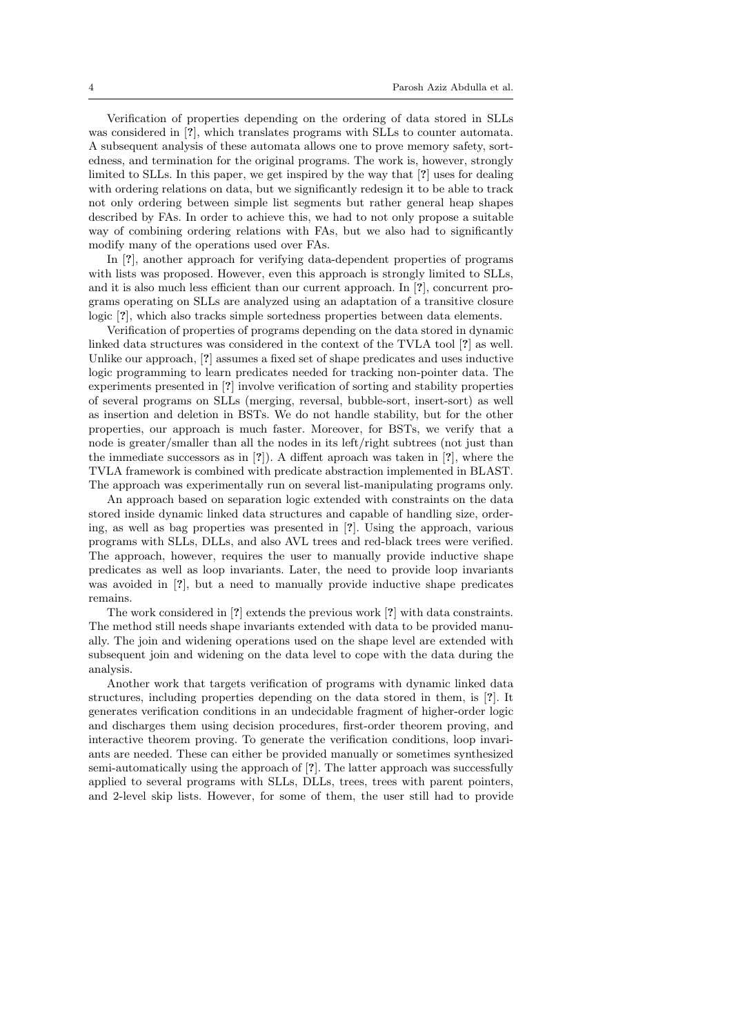Verification of properties depending on the ordering of data stored in SLLs was considered in [?], which translates programs with SLLs to counter automata. A subsequent analysis of these automata allows one to prove memory safety, sortedness, and termination for the original programs. The work is, however, strongly limited to SLLs. In this paper, we get inspired by the way that [?] uses for dealing with ordering relations on data, but we significantly redesign it to be able to track not only ordering between simple list segments but rather general heap shapes described by FAs. In order to achieve this, we had to not only propose a suitable way of combining ordering relations with FAs, but we also had to significantly modify many of the operations used over FAs.

In [?], another approach for verifying data-dependent properties of programs with lists was proposed. However, even this approach is strongly limited to SLLs, and it is also much less efficient than our current approach. In [?], concurrent programs operating on SLLs are analyzed using an adaptation of a transitive closure logic [?], which also tracks simple sortedness properties between data elements.

Verification of properties of programs depending on the data stored in dynamic linked data structures was considered in the context of the TVLA tool [?] as well. Unlike our approach, [?] assumes a fixed set of shape predicates and uses inductive logic programming to learn predicates needed for tracking non-pointer data. The experiments presented in [?] involve verification of sorting and stability properties of several programs on SLLs (merging, reversal, bubble-sort, insert-sort) as well as insertion and deletion in BSTs. We do not handle stability, but for the other properties, our approach is much faster. Moreover, for BSTs, we verify that a node is greater/smaller than all the nodes in its left/right subtrees (not just than the immediate successors as in [?]). A diffent aproach was taken in [?], where the TVLA framework is combined with predicate abstraction implemented in BLAST. The approach was experimentally run on several list-manipulating programs only.

An approach based on separation logic extended with constraints on the data stored inside dynamic linked data structures and capable of handling size, ordering, as well as bag properties was presented in [?]. Using the approach, various programs with SLLs, DLLs, and also AVL trees and red-black trees were verified. The approach, however, requires the user to manually provide inductive shape predicates as well as loop invariants. Later, the need to provide loop invariants was avoided in [?], but a need to manually provide inductive shape predicates remains.

The work considered in [?] extends the previous work [?] with data constraints. The method still needs shape invariants extended with data to be provided manually. The join and widening operations used on the shape level are extended with subsequent join and widening on the data level to cope with the data during the analysis.

Another work that targets verification of programs with dynamic linked data structures, including properties depending on the data stored in them, is [?]. It generates verification conditions in an undecidable fragment of higher-order logic and discharges them using decision procedures, first-order theorem proving, and interactive theorem proving. To generate the verification conditions, loop invariants are needed. These can either be provided manually or sometimes synthesized semi-automatically using the approach of [?]. The latter approach was successfully applied to several programs with SLLs, DLLs, trees, trees with parent pointers, and 2-level skip lists. However, for some of them, the user still had to provide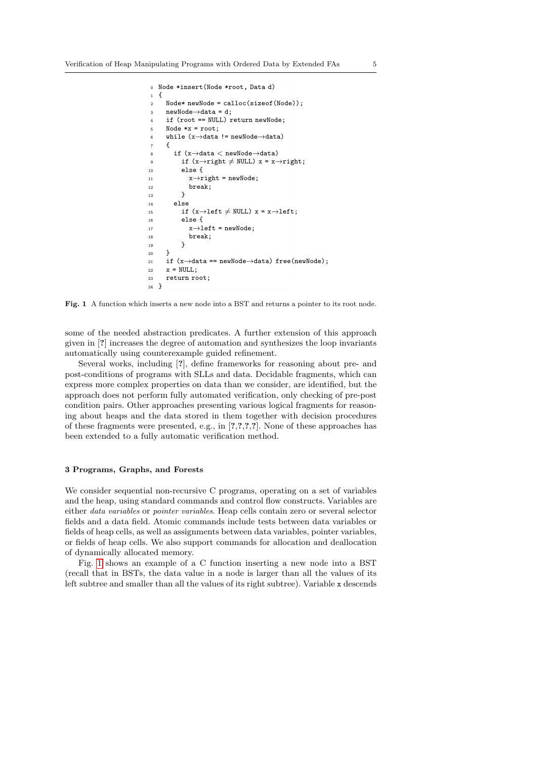```
0  Node *insert(Node *root, Data d)
1  {
2    Node* newNode = calloc(sizeof(Node));
3    newNode→data = d;
4    if (root == NULL) return newNode;
5    Node *x = root;
6    while (x→data != newNode→data)
7    {
8      if (x→data < newNode→data)
9        if (x→right ≠ NULL) x = x→right;
10       else {
11         x→right = newNode;
12         break;
13       }
14     else
15       if (x→left ≠ NULL) x = x→left;
16       else {
17         x→left = newNode;
18         break;
19       }
20   }
21   if (x→data == newNode→data) free(newNode);
22   x = NULL;
23   return root;
24 }
```

**Fig. 1** A function which inserts a new node into a BST and returns a pointer to its root node.

some of the needed abstraction predicates. A further extension of this approach given in [?] increases the degree of automation and synthesizes the loop invariants automatically using counterexample guided refinement.

Several works, including [?], define frameworks for reasoning about pre- and post-conditions of programs with SLLs and data. Decidable fragments, which can express more complex properties on data than we consider, are identified, but the approach does not perform fully automated verification, only checking of pre-post condition pairs. Other approaches presenting various logical fragments for reasoning about heaps and the data stored in them together with decision procedures of these fragments were presented, e.g., in [?,?,?,?]. None of these approaches has been extended to a fully automatic verification method.

## 3 Programs, Graphs, and Forests

We consider sequential non-recursive C programs, operating on a set of variables and the heap, using standard commands and control flow constructs. Variables are either *data variables* or *pointer variables*. Heap cells contain zero or several selector fields and a data field. Atomic commands include tests between data variables or fields of heap cells, as well as assignments between data variables, pointer variables, or fields of heap cells. We also support commands for allocation and deallocation of dynamically allocated memory.

Fig. 1 shows an example of a C function inserting a new node into a BST (recall that in BSTs, the data value in a node is larger than all the values of its left subtree and smaller than all the values of its right subtree). Variable x descends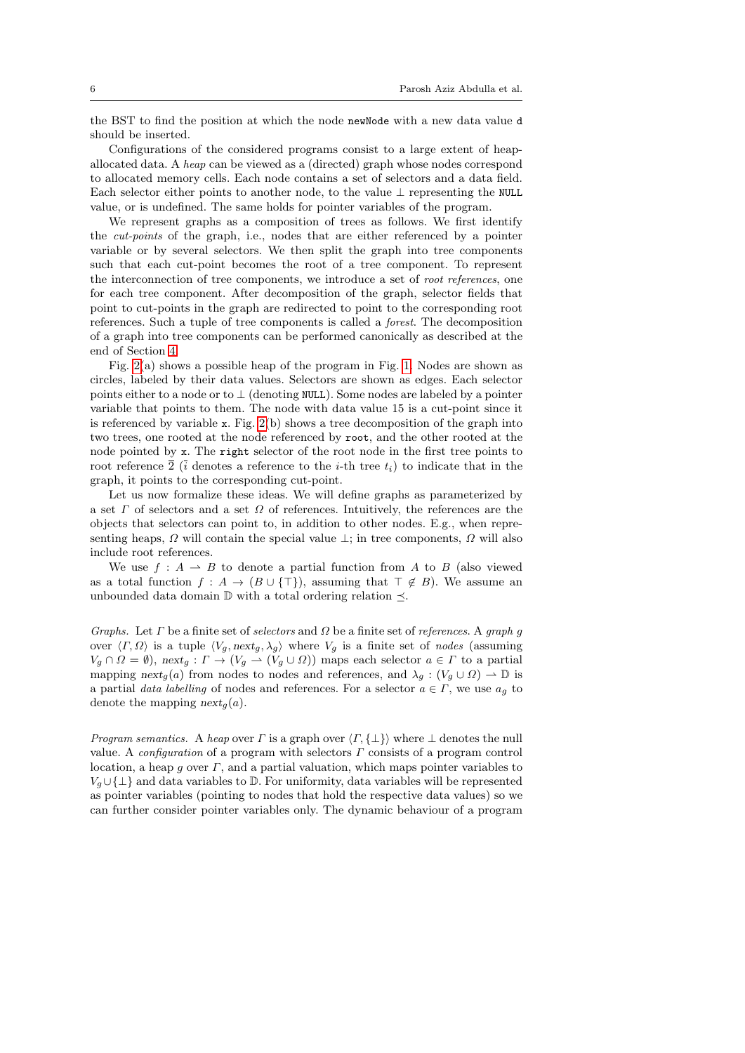the BST to find the position at which the node `newNode` with a new data value `d` should be inserted.

Configurations of the considered programs consist to a large extent of heap-allocated data. A *heap* can be viewed as a (directed) graph whose nodes correspond to allocated memory cells. Each node contains a set of selectors and a data field. Each selector either points to another node, to the value $\perp$ representing the `NULL` value, or is undefined. The same holds for pointer variables of the program.

We represent graphs as a composition of trees as follows. We first identify the *cut-points* of the graph, i.e., nodes that are either referenced by a pointer variable or by several selectors. We then split the graph into tree components such that each cut-point becomes the root of a tree component. To represent the interconnection of tree components, we introduce a set of *root references*, one for each tree component. After decomposition of the graph, selector fields that point to cut-points in the graph are redirected to point to the corresponding root references. Such a tuple of tree components is called a *forest*. The decomposition of a graph into tree components can be performed canonically as described at the end of Section 4.

Fig. 2(a) shows a possible heap of the program in Fig. 1. Nodes are shown as circles, labeled by their data values. Selectors are shown as edges. Each selector points either to a node or to $\perp$ (denoting `NULL`). Some nodes are labeled by a pointer variable that points to them. The node with data value 15 is a cut-point since it is referenced by variable `x`. Fig. 2(b) shows a tree decomposition of the graph into two trees, one rooted at the node referenced by `root`, and the other rooted at the node pointed by `x`. The `right` selector of the root node in the first tree points to root reference $\overline{2}$ ($\bar{\imath}$ denotes a reference to the $i$-th tree $t_i$) to indicate that in the graph, it points to the corresponding cut-point.

Let us now formalize these ideas. We will define graphs as parameterized by a set $\Gamma$ of selectors and a set $\Omega$ of references. Intuitively, the references are the objects that selectors can point to, in addition to other nodes. E.g., when representing heaps, $\Omega$ will contain the special value $\perp$; in tree components, $\Omega$ will also include root references.

We use $f : A \rightharpoonup B$ to denote a partial function from $A$ to $B$ (also viewed as a total function $f : A \to (B \cup \{\top\})$, assuming that $\top \notin B$). We assume an unbounded data domain $\mathbb{D}$ with a total ordering relation $\preceq$.

*Graphs.* Let $\Gamma$ be a finite set of *selectors* and $\Omega$ be a finite set of *references*. A *graph* $g$ over $\langle \Gamma, \Omega \rangle$ is a tuple $\langle V_g, next_g, \lambda_g \rangle$ where $V_g$ is a finite set of *nodes* (assuming $V_g \cap \Omega = \emptyset$), $next_g : \Gamma \to (V_g \rightharpoonup (V_g \cup \Omega))$ maps each selector $a \in \Gamma$ to a partial mapping $next_g(a)$ from nodes to nodes and references, and $\lambda_g : (V_g \cup \Omega) \rightharpoonup \mathbb{D}$ is a partial *data labelling* of nodes and references. For a selector $a \in \Gamma$, we use $a_g$ to denote the mapping $next_g(a)$.

*Program semantics.* A *heap* over $\Gamma$ is a graph over $\langle \Gamma, \{\perp\} \rangle$ where $\perp$ denotes the null value. A *configuration* of a program with selectors $\Gamma$ consists of a program control location, a heap $g$ over $\Gamma$, and a partial valuation, which maps pointer variables to $V_g \cup \{\perp\}$ and data variables to $\mathbb{D}$. For uniformity, data variables will be represented as pointer variables (pointing to nodes that hold the respective data values) so we can further consider pointer variables only. The dynamic behaviour of a program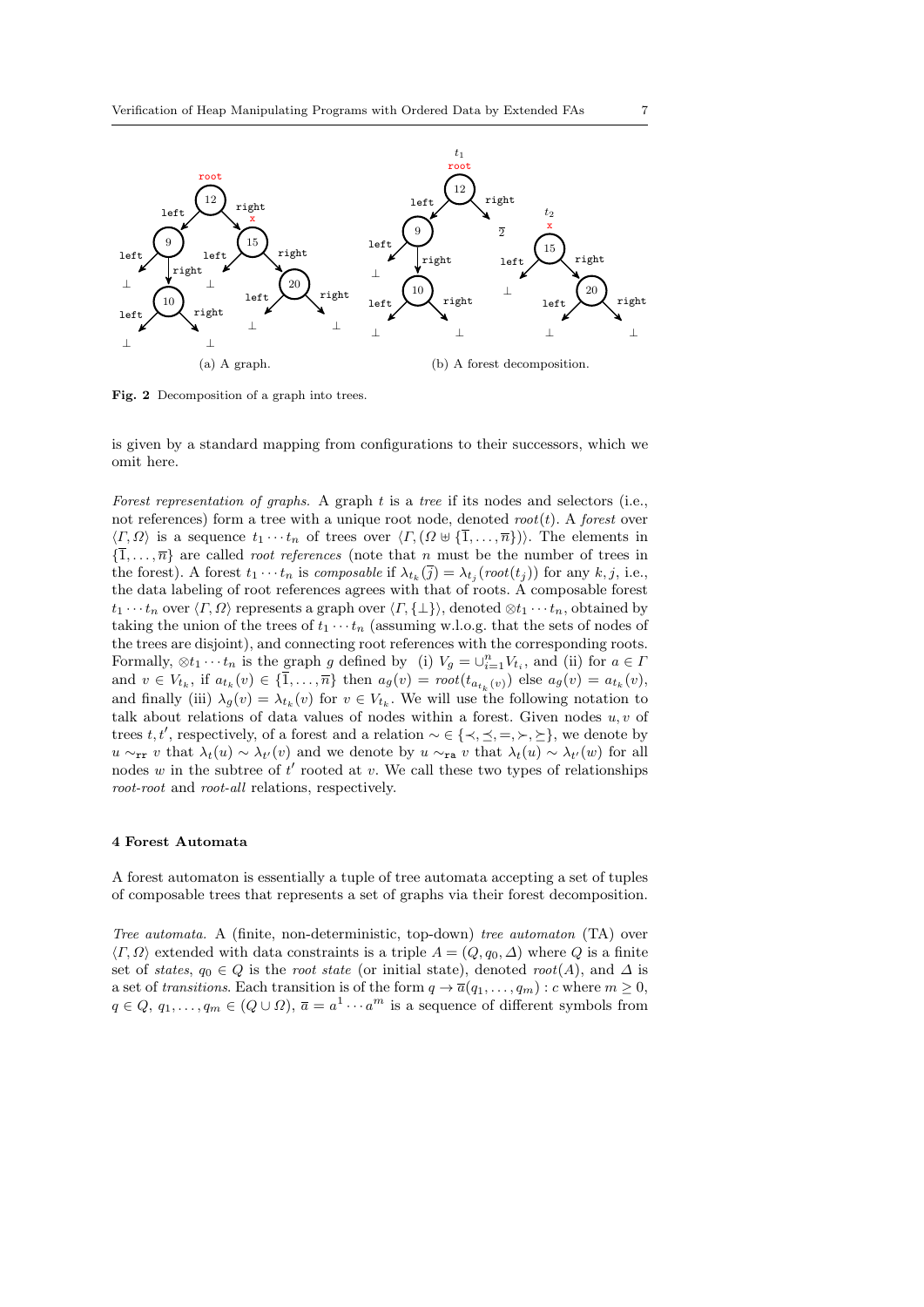(a) A graph. (b) A forest decomposition.

**Fig. 2** Decomposition of a graph into trees.

is given by a standard mapping from configurations to their successors, which we omit here.

*Forest representation of graphs.* A graph $t$ is a *tree* if its nodes and selectors (i.e., not references) form a tree with a unique root node, denoted $root(t)$. A *forest* over $\langle \Gamma, \Omega \rangle$ is a sequence $t_1 \cdots t_n$ of trees over $\langle \Gamma, (\Omega \uplus \{\overline{1}, \ldots, \overline{n}\}) \rangle$. The elements in $\{\overline{1}, \ldots, \overline{n}\}$ are called *root references* (note that $n$ must be the number of trees in the forest). A forest $t_1 \cdots t_n$ is *composable* if $\lambda_{t_k}(\overline{j}) = \lambda_{t_j}(root(t_j))$ for any $k, j$, i.e., the data labeling of root references agrees with that of roots. A composable forest $t_1 \cdots t_n$ over $\langle \Gamma, \Omega \rangle$ represents a graph over $\langle \Gamma, \{\perp\} \rangle$, denoted $\otimes t_1 \cdots t_n$, obtained by taking the union of the trees of $t_1 \cdots t_n$ (assuming w.l.o.g. that the sets of nodes of the trees are disjoint), and connecting root references with the corresponding roots. Formally, $\otimes t_1 \cdots t_n$ is the graph $g$ defined by (i) $V_g = \cup_{i=1}^{n} V_{t_i}$, and (ii) for $a \in \Gamma$ and $v \in V_{t_k}$, if $a_{t_k}(v) \in \{\overline{1}, \ldots, \overline{n}\}$ then $a_g(v) = root(t_{a_{t_k}(v)})$ else $a_g(v) = a_{t_k}(v)$, and finally (iii) $\lambda_g(v) = \lambda_{t_k}(v)$ for $v \in V_{t_k}$. We will use the following notation to talk about relations of data values of nodes within a forest. Given nodes $u, v$ of trees $t, t'$, respectively, of a forest and a relation $\sim \in \{\prec, \preceq, =, \succ, \succeq\}$, we denote by $u \sim_{\mathtt{rr}} v$ that $\lambda_t(u) \sim \lambda_{t'}(v)$ and we denote by $u \sim_{\mathtt{ra}} v$ that $\lambda_t(u) \sim \lambda_{t'}(w)$ for all nodes $w$ in the subtree of $t'$ rooted at $v$. We call these two types of relationships *root-root* and *root-all* relations, respectively.

## 4 Forest Automata

A forest automaton is essentially a tuple of tree automata accepting a set of tuples of composable trees that represents a set of graphs via their forest decomposition.

*Tree automata.* A (finite, non-deterministic, top-down) *tree automaton* (TA) over $\langle \Gamma, \Omega \rangle$ extended with data constraints is a triple $A = (Q, q_0, \Delta)$ where $Q$ is a finite set of *states*, $q_0 \in Q$ is the *root state* (or initial state), denoted $root(A)$, and $\Delta$ is a set of *transitions*. Each transition is of the form $q \to \overline{a}(q_1, \ldots, q_m) : c$ where $m \geq 0$, $q \in Q$, $q_1, \ldots, q_m \in (Q \cup \Omega)$, $\overline{a} = a^1 \cdots a^m$ is a sequence of different symbols from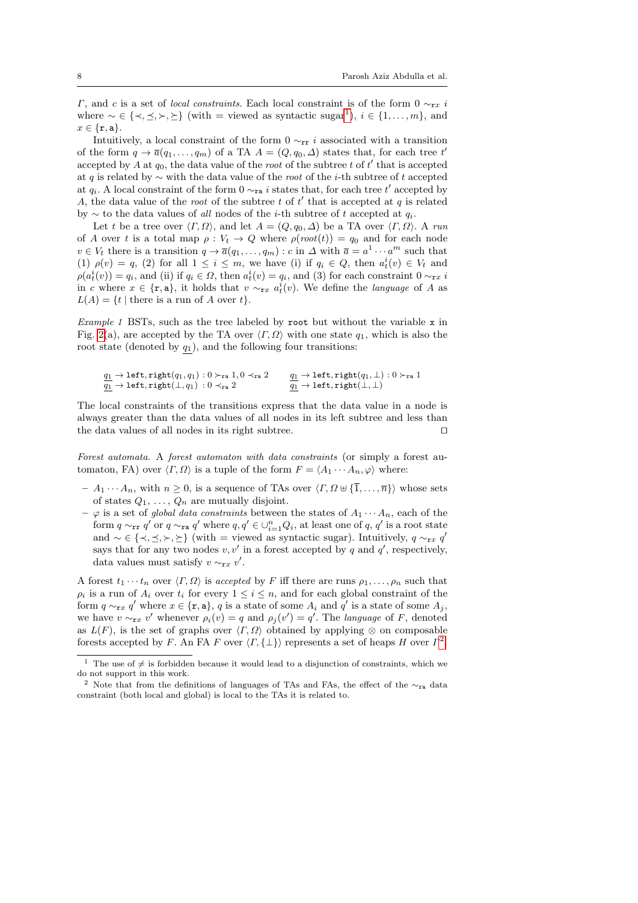$\Gamma$, and $c$ is a set of *local constraints*. Each local constraint is of the form $0 \sim_{\mathtt{r}x} i$ where $\sim \in \{\prec, \preceq, \succ, \succeq\}$ (with $=$ viewed as syntactic sugar[1]), $i \in \{1, \ldots, m\}$, and $x \in \{\mathtt{r}, \mathtt{a}\}$.

Intuitively, a local constraint of the form $0 \sim_{\mathtt{rr}} i$ associated with a transition of the form $q \to \overline{a}(q_1, \ldots, q_m)$ of a TA $A = (Q, q_0, \Delta)$ states that, for each tree $t'$ accepted by $A$ at $q_0$, the data value of the *root* of the subtree $t$ of $t'$ that is accepted at $q$ is related by $\sim$ with the data value of the *root* of the $i$-th subtree of $t$ accepted at $q_i$. A local constraint of the form $0 \sim_{\mathtt{ra}} i$ states that, for each tree $t'$ accepted by $A$, the data value of the *root* of the subtree $t$ of $t'$ that is accepted at $q$ is related by $\sim$ to the data values of *all* nodes of the $i$-th subtree of $t$ accepted at $q_i$.

Let $t$ be a tree over $\langle \Gamma, \Omega \rangle$, and let $A = (Q, q_0, \Delta)$ be a TA over $\langle \Gamma, \Omega \rangle$. A *run* of $A$ over $t$ is a total map $\rho : V_t \to Q$ where $\rho(root(t)) = q_0$ and for each node $v \in V_t$ there is a transition $q \to \overline{a}(q_1, \ldots, q_m) : c$ in $\Delta$ with $\overline{a} = a^1 \cdots a^m$ such that (1) $\rho(v) = q$, (2) for all $1 \leq i \leq m$, we have (i) if $q_i \in Q$, then $a^i_t(v) \in V_t$ and $\rho(a^i_t(v)) = q_i$, and (ii) if $q_i \in \Omega$, then $a^i_t(v) = q_i$, and (3) for each constraint $0 \sim_{\mathtt{r}x} i$ in $c$ where $x \in \{\mathtt{r}, \mathtt{a}\}$, it holds that $v \sim_{\mathtt{r}x} a^i_t(v)$. We define the *language* of $A$ as $L(A) = \{t \mid \text{there is a run of } A \text{ over } t\}$.

*Example 1* BSTs, such as the tree labeled by `root` but without the variable `x` in Fig. 2(a), are accepted by the TA over $\langle \Gamma, \Omega \rangle$ with one state $q_1$, which is also the root state (denoted by $\underline{q_1}$), and the following four transitions:

$$\underline{q_1} \to \mathtt{left}, \mathtt{right}(q_1, q_1) : 0 \succ_{\mathtt{ra}} 1, 0 \prec_{\mathtt{ra}} 2 \qquad \underline{q_1} \to \mathtt{left}, \mathtt{right}(q_1, \bot) : 0 \succ_{\mathtt{ra}} 1$$
$$\underline{q_1} \to \mathtt{left}, \mathtt{right}(\bot, q_1) : 0 \prec_{\mathtt{ra}} 2 \qquad \underline{q_1} \to \mathtt{left}, \mathtt{right}(\bot, \bot)$$

The local constraints of the transitions express that the data value in a node is always greater than the data values of all nodes in its left subtree and less than the data values of all nodes in its right subtree. □

*Forest automata.* A *forest automaton with data constraints* (or simply a forest automaton, FA) over $\langle \Gamma, \Omega \rangle$ is a tuple of the form $F = \langle A_1 \cdots A_n, \varphi \rangle$ where:

- $A_1 \cdots A_n$, with $n \geq 0$, is a sequence of TAs over $\langle \Gamma, \Omega \uplus \{\overline{1}, \ldots, \overline{n}\} \rangle$ whose sets of states $Q_1, \ldots, Q_n$ are mutually disjoint.
- $\varphi$ is a set of *global data constraints* between the states of $A_1 \cdots A_n$, each of the form $q \sim_{\mathtt{rr}} q'$ or $q \sim_{\mathtt{ra}} q'$ where $q, q' \in \cup_{i=1}^{n} Q_i$, at least one of $q, q'$ is a root state and $\sim \in \{\prec, \preceq, \succ, \succeq\}$ (with $=$ viewed as syntactic sugar). Intuitively, $q \sim_{\mathtt{r}x} q'$ says that for any two nodes $v, v'$ in a forest accepted by $q$ and $q'$, respectively, data values must satisfy $v \sim_{\mathtt{r}x} v'$.

A forest $t_1 \cdots t_n$ over $\langle \Gamma, \Omega \rangle$ is *accepted* by $F$ iff there are runs $\rho_1, \ldots, \rho_n$ such that $\rho_i$ is a run of $A_i$ over $t_i$ for every $1 \leq i \leq n$, and for each global constraint of the form $q \sim_{\mathtt{r}x} q'$ where $x \in \{\mathtt{r}, \mathtt{a}\}$, $q$ is a state of some $A_i$ and $q'$ is a state of some $A_j$, we have $v \sim_{\mathtt{r}x} v'$ whenever $\rho_i(v) = q$ and $\rho_j(v') = q'$. The *language* of $F$, denoted as $L(F)$, is the set of graphs over $\langle \Gamma, \Omega \rangle$ obtained by applying $\otimes$ on composable forests accepted by $F$. An FA $F$ over $\langle \Gamma, \{\bot\} \rangle$ represents a set of heaps $H$ over $\Gamma$[2].

[1] The use of $\neq$ is forbidden because it would lead to a disjunction of constraints, which we do not support in this work.

[2] Note that from the definitions of languages of TAs and FAs, the effect of the $\sim_{\mathtt{ra}}$ data constraint (both local and global) is local to the TAs it is related to.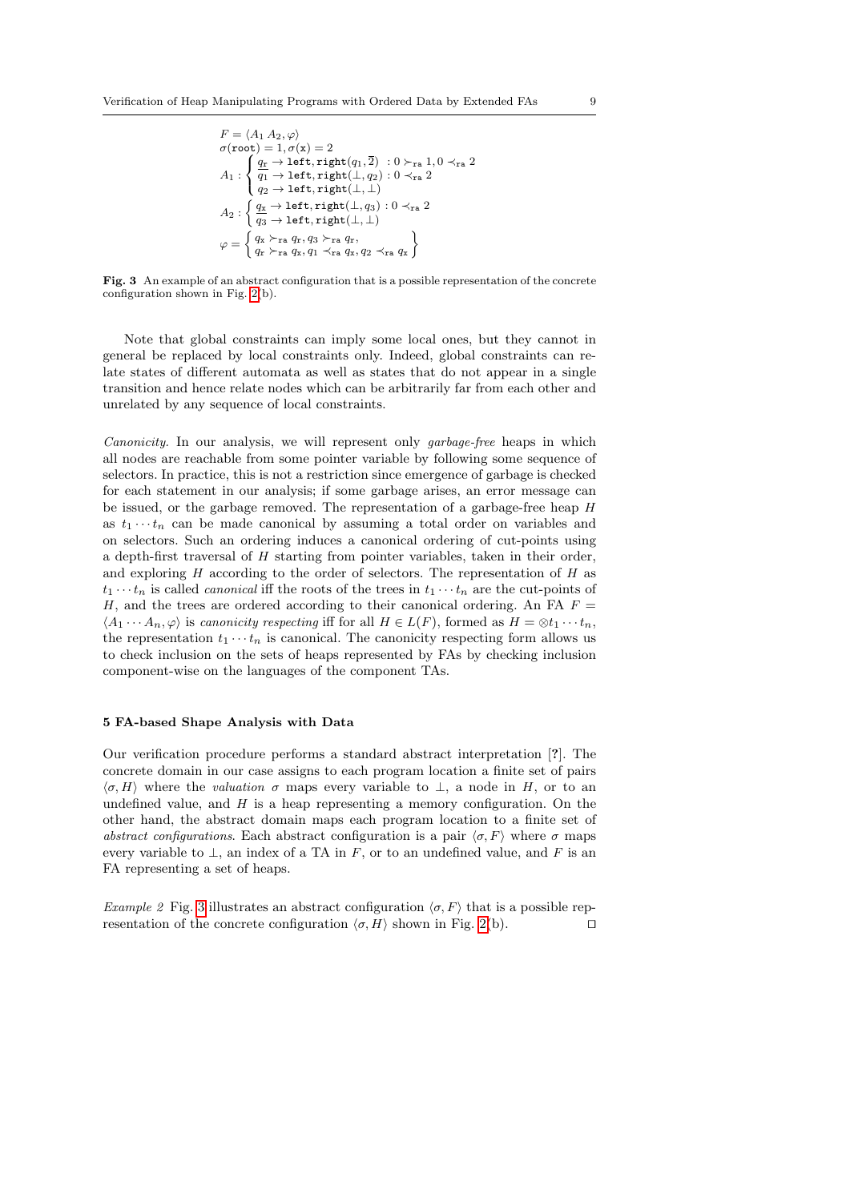$$
\begin{aligned}
&F = \langle A_1\, A_2, \varphi\rangle \\
&\sigma(\texttt{root}) = 1, \sigma(\texttt{x}) = 2 \\
&A_1 : \begin{cases} \underline{q_{\texttt{r}}} \to \texttt{left},\texttt{right}(q_1, \overline{2}) \;\; : 0 \succ_{\texttt{ra}} 1, 0 \prec_{\texttt{ra}} 2 \\ q_1 \to \texttt{left},\texttt{right}(\bot, q_2) : 0 \prec_{\texttt{ra}} 2 \\ q_2 \to \texttt{left},\texttt{right}(\bot, \bot) \end{cases} \\
&A_2 : \begin{cases} \underline{q_{\texttt{x}}} \to \texttt{left},\texttt{right}(\bot, q_3) : 0 \prec_{\texttt{ra}} 2 \\ q_3 \to \texttt{left},\texttt{right}(\bot, \bot) \end{cases} \\
&\varphi = \begin{Bmatrix} q_{\texttt{x}} \succ_{\texttt{ra}} q_{\texttt{r}}, q_3 \succ_{\texttt{ra}} q_{\texttt{r}}, \\ q_{\texttt{r}} \succ_{\texttt{ra}} q_{\texttt{x}}, q_1 \prec_{\texttt{ra}} q_{\texttt{x}}, q_2 \prec_{\texttt{ra}} q_{\texttt{x}} \end{Bmatrix}
\end{aligned}
$$

**Fig. 3** An example of an abstract configuration that is a possible representation of the concrete configuration shown in Fig. 2(b).

Note that global constraints can imply some local ones, but they cannot in general be replaced by local constraints only. Indeed, global constraints can relate states of different automata as well as states that do not appear in a single transition and hence relate nodes which can be arbitrarily far from each other and unrelated by any sequence of local constraints.

*Canonicity.* In our analysis, we will represent only *garbage-free* heaps in which all nodes are reachable from some pointer variable by following some sequence of selectors. In practice, this is not a restriction since emergence of garbage is checked for each statement in our analysis; if some garbage arises, an error message can be issued, or the garbage removed. The representation of a garbage-free heap $H$ as $t_1 \cdots t_n$ can be made canonical by assuming a total order on variables and on selectors. Such an ordering induces a canonical ordering of cut-points using a depth-first traversal of $H$ starting from pointer variables, taken in their order, and exploring $H$ according to the order of selectors. The representation of $H$ as $t_1 \cdots t_n$ is called *canonical* iff the roots of the trees in $t_1 \cdots t_n$ are the cut-points of $H$, and the trees are ordered according to their canonical ordering. An FA $F = \langle A_1 \cdots A_n, \varphi\rangle$ is *canonicity respecting* iff for all $H \in L(F)$, formed as $H = \otimes t_1 \cdots t_n$, the representation $t_1 \cdots t_n$ is canonical. The canonicity respecting form allows us to check inclusion on the sets of heaps represented by FAs by checking inclusion component-wise on the languages of the component TAs.

### 5 FA-based Shape Analysis with Data

Our verification procedure performs a standard abstract interpretation [?]. The concrete domain in our case assigns to each program location a finite set of pairs $\langle \sigma, H\rangle$ where the *valuation* $\sigma$ maps every variable to $\bot$, a node in $H$, or to an undefined value, and $H$ is a heap representing a memory configuration. On the other hand, the abstract domain maps each program location to a finite set of *abstract configurations*. Each abstract configuration is a pair $\langle \sigma, F\rangle$ where $\sigma$ maps every variable to $\bot$, an index of a TA in $F$, or to an undefined value, and $F$ is an FA representing a set of heaps.

*Example 2* Fig. 3 illustrates an abstract configuration $\langle \sigma, F\rangle$ that is a possible representation of the concrete configuration $\langle \sigma, H\rangle$ shown in Fig. 2(b). ⊓⊔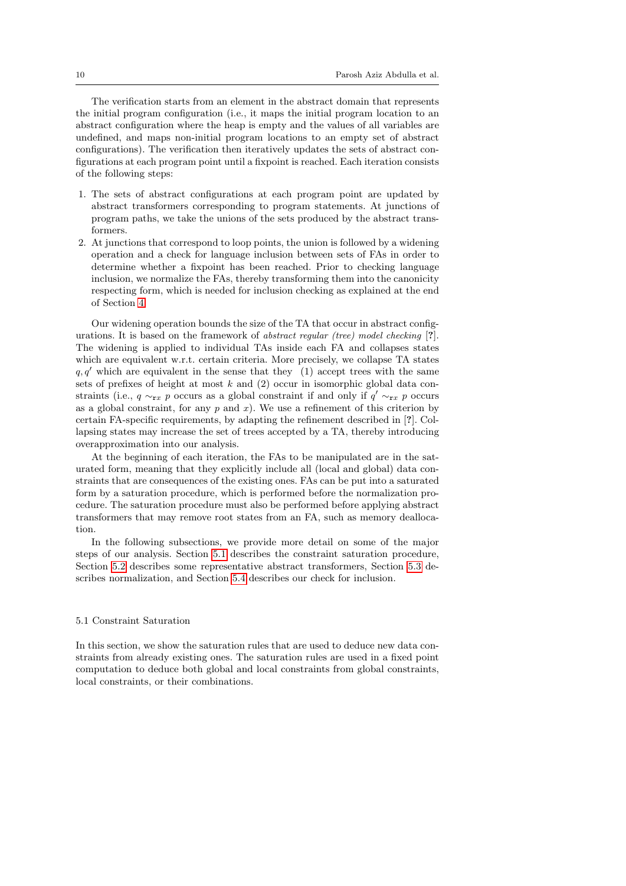The verification starts from an element in the abstract domain that represents the initial program configuration (i.e., it maps the initial program location to an abstract configuration where the heap is empty and the values of all variables are undefined, and maps non-initial program locations to an empty set of abstract configurations). The verification then iteratively updates the sets of abstract configurations at each program point until a fixpoint is reached. Each iteration consists of the following steps:

1. The sets of abstract configurations at each program point are updated by abstract transformers corresponding to program statements. At junctions of program paths, we take the unions of the sets produced by the abstract transformers.
2. At junctions that correspond to loop points, the union is followed by a widening operation and a check for language inclusion between sets of FAs in order to determine whether a fixpoint has been reached. Prior to checking language inclusion, we normalize the FAs, thereby transforming them into the canonicity respecting form, which is needed for inclusion checking as explained at the end of Section 4.

Our widening operation bounds the size of the TA that occur in abstract configurations. It is based on the framework of *abstract regular (tree) model checking* [?]. The widening is applied to individual TAs inside each FA and collapses states which are equivalent w.r.t. certain criteria. More precisely, we collapse TA states $q, q'$ which are equivalent in the sense that they (1) accept trees with the same sets of prefixes of height at most $k$ and (2) occur in isomorphic global data constraints (i.e., $q \sim_{\mathtt{r}x} p$ occurs as a global constraint if and only if $q' \sim_{\mathtt{r}x} p$ occurs as a global constraint, for any $p$ and $x$). We use a refinement of this criterion by certain FA-specific requirements, by adapting the refinement described in [?]. Collapsing states may increase the set of trees accepted by a TA, thereby introducing overapproximation into our analysis.

At the beginning of each iteration, the FAs to be manipulated are in the saturated form, meaning that they explicitly include all (local and global) data constraints that are consequences of the existing ones. FAs can be put into a saturated form by a saturation procedure, which is performed before the normalization procedure. The saturation procedure must also be performed before applying abstract transformers that may remove root states from an FA, such as memory deallocation.

In the following subsections, we provide more detail on some of the major steps of our analysis. Section 5.1 describes the constraint saturation procedure, Section 5.2 describes some representative abstract transformers, Section 5.3 describes normalization, and Section 5.4 describes our check for inclusion.

### 5.1 Constraint Saturation

In this section, we show the saturation rules that are used to deduce new data constraints from already existing ones. The saturation rules are used in a fixed point computation to deduce both global and local constraints from global constraints, local constraints, or their combinations.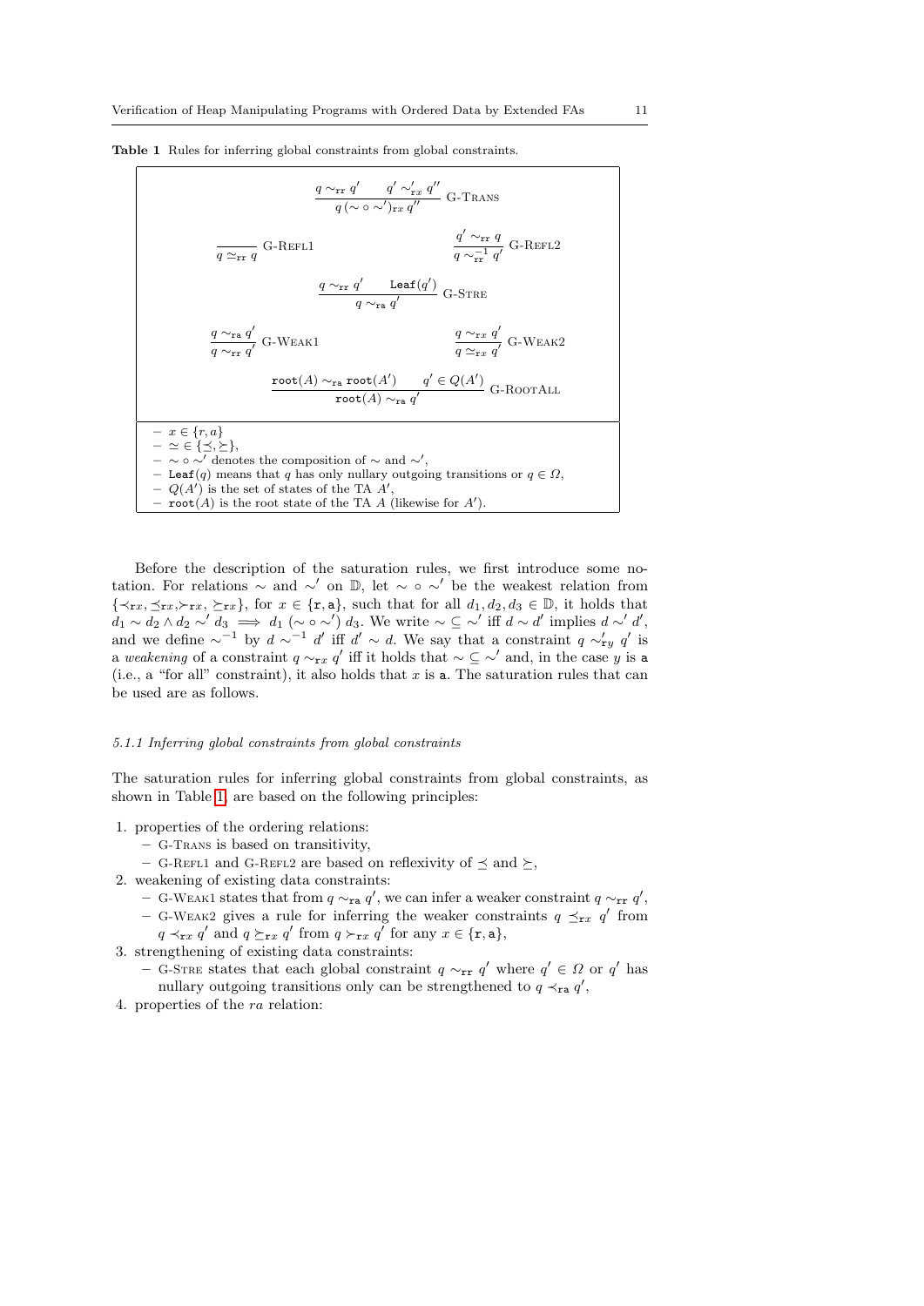**Table 1** Rules for inferring global constraints from global constraints.

$$\frac{q \sim_{\mathtt{rr}} q' \qquad q' \sim'_{\mathtt{r}x} q''}{q\,(\sim \circ \sim')_{\mathtt{r}x}\, q''}\ \text{G-Trans}$$

$$\frac{}{q \simeq_{\mathtt{rr}} q}\ \text{G-Refl1} \qquad\qquad \frac{q' \sim_{\mathtt{rr}} q}{q \sim_{\mathtt{rr}}^{-1} q'}\ \text{G-Refl2}$$

$$\frac{q \sim_{\mathtt{rr}} q' \qquad \mathtt{Leaf}(q')}{q \sim_{\mathtt{ra}} q'}\ \text{G-Stre}$$

$$\frac{q \sim_{\mathtt{ra}} q'}{q \sim_{\mathtt{rr}} q'}\ \text{G-Weak1} \qquad\qquad \frac{q \sim_{\mathtt{r}x} q'}{q \simeq_{\mathtt{r}x} q'}\ \text{G-Weak2}$$

$$\frac{\mathtt{root}(A) \sim_{\mathtt{ra}} \mathtt{root}(A') \qquad q' \in Q(A')}{\mathtt{root}(A) \sim_{\mathtt{ra}} q'}\ \text{G-RootAll}$$

- $x \in \{r, a\}$
- $\simeq \in \{\preceq, \succeq\}$,
- $\sim \circ \sim'$ denotes the composition of $\sim$ and $\sim'$,
- $\mathtt{Leaf}(q)$ means that $q$ has only nullary outgoing transitions or $q \in \Omega$,
- $Q(A')$ is the set of states of the TA $A'$,
- $\mathtt{root}(A)$ is the root state of the TA $A$ (likewise for $A'$).

Before the description of the saturation rules, we first introduce some notation. For relations $\sim$ and $\sim'$ on $\mathbb{D}$, let $\sim \circ \sim'$ be the weakest relation from $\{\prec_{\mathtt{r}x}, \preceq_{\mathtt{r}x}, \succ_{\mathtt{r}x}, \succeq_{\mathtt{r}x}\}$, for $x \in \{\mathtt{r}, \mathtt{a}\}$, such that for all $d_1, d_2, d_3 \in \mathbb{D}$, it holds that $d_1 \sim d_2 \wedge d_2 \sim' d_3 \implies d_1 (\sim \circ \sim') d_3$. We write $\sim \subseteq \sim'$ iff $d \sim d'$ implies $d \sim' d'$, and we define $\sim^{-1}$ by $d \sim^{-1} d'$ iff $d' \sim d$. We say that a constraint $q \sim'_{\mathtt{r}y} q'$ is a *weakening* of a constraint $q \sim_{\mathtt{r}x} q'$ iff it holds that $\sim \subseteq \sim'$ and, in the case $y$ is $\mathtt{a}$ (i.e., a "for all" constraint), it also holds that $x$ is $\mathtt{a}$. The saturation rules that can be used are as follows.

#### 5.1.1 Inferring global constraints from global constraints

The saturation rules for inferring global constraints from global constraints, as shown in Table 1, are based on the following principles:

1. properties of the ordering relations:
   - G-Trans is based on transitivity,
   - G-Refl1 and G-Refl2 are based on reflexivity of $\preceq$ and $\succeq$,
2. weakening of existing data constraints:
   - G-Weak1 states that from $q \sim_{\mathtt{ra}} q'$, we can infer a weaker constraint $q \sim_{\mathtt{rr}} q'$,
   - G-Weak2 gives a rule for inferring the weaker constraints $q \preceq_{\mathtt{r}x} q'$ from $q \prec_{\mathtt{r}x} q'$ and $q \succeq_{\mathtt{r}x} q'$ from $q \succ_{\mathtt{r}x} q'$ for any $x \in \{\mathtt{r}, \mathtt{a}\}$,
3. strengthening of existing data constraints:
   - G-Stre states that each global constraint $q \sim_{\mathtt{rr}} q'$ where $q' \in \Omega$ or $q'$ has nullary outgoing transitions only can be strengthened to $q \prec_{\mathtt{ra}} q'$,
4. properties of the $ra$ relation: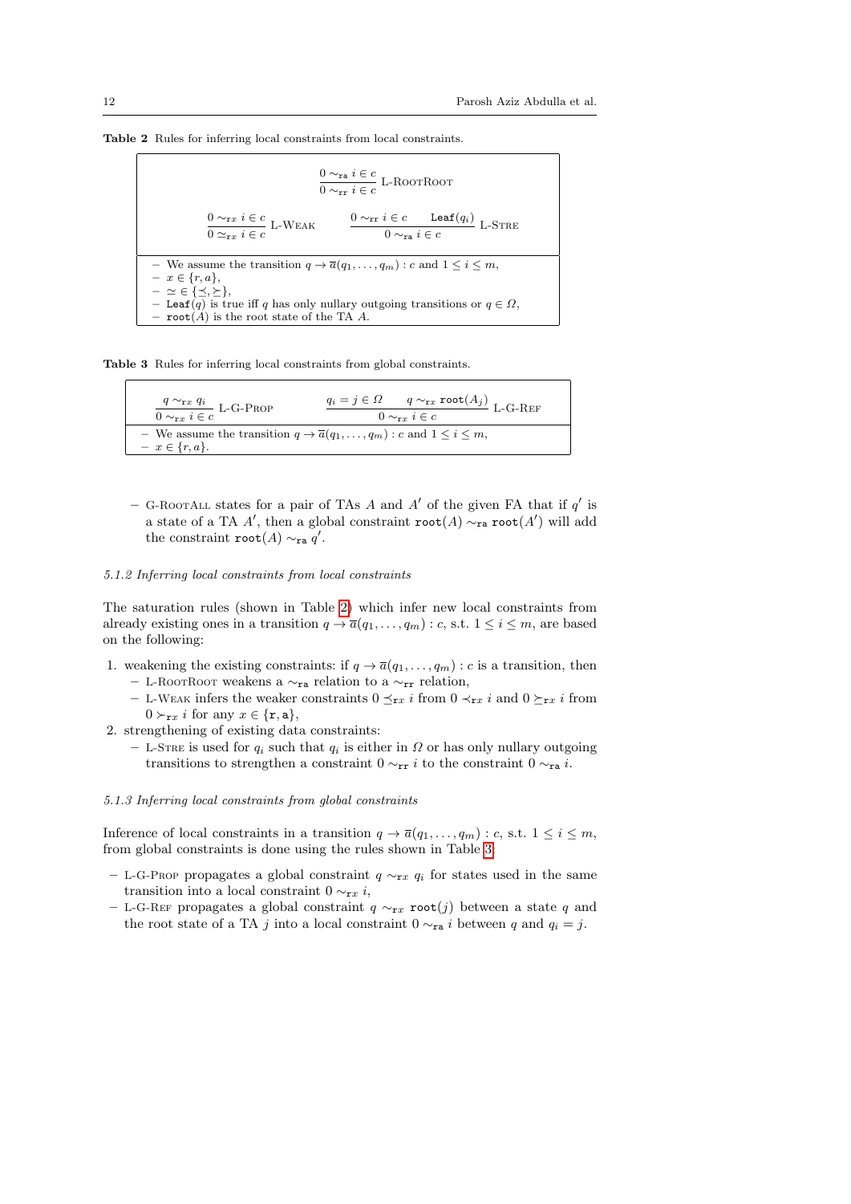**Table 2** Rules for inferring local constraints from local constraints.

$$\frac{0 \sim_{\texttt{ra}} i \in c}{0 \sim_{\texttt{rr}} i \in c} \text{ L-RootRoot}$$

$$\frac{0 \sim_{\texttt{r}x} i \in c}{0 \simeq_{\texttt{r}x} i \in c} \text{ L-Weak} \qquad \frac{0 \sim_{\texttt{rr}} i \in c \qquad \texttt{Leaf}(q_i)}{0 \sim_{\texttt{ra}} i \in c} \text{ L-Stre}$$

- We assume the transition $q \to \overline{a}(q_1, \ldots, q_m) : c$ and $1 \le i \le m$,
- $x \in \{r, a\}$,
- $\simeq \in \{\preceq, \succeq\}$,
- $\texttt{Leaf}(q)$ is true iff $q$ has only nullary outgoing transitions or $q \in \Omega$,
- $\texttt{root}(A)$ is the root state of the TA $A$.

**Table 3** Rules for inferring local constraints from global constraints.

$$\frac{q \sim_{\texttt{r}x} q_i}{0 \sim_{\texttt{r}x} i \in c} \text{ L-G-Prop} \qquad \frac{q_i = j \in \Omega \qquad q \sim_{\texttt{r}x} \texttt{root}(A_j)}{0 \sim_{\texttt{r}x} i \in c} \text{ L-G-Ref}$$

- We assume the transition $q \to \overline{a}(q_1, \ldots, q_m) : c$ and $1 \le i \le m$,
- $x \in \{r, a\}$.

- G-RootAll states for a pair of TAs $A$ and $A'$ of the given FA that if $q'$ is a state of a TA $A'$, then a global constraint $\texttt{root}(A) \sim_{\texttt{ra}} \texttt{root}(A')$ will add the constraint $\texttt{root}(A) \sim_{\texttt{ra}} q'$.

*5.1.2 Inferring local constraints from local constraints*

The saturation rules (shown in Table 2) which infer new local constraints from already existing ones in a transition $q \to \overline{a}(q_1, \ldots, q_m) : c$, s.t. $1 \le i \le m$, are based on the following:

1. weakening the existing constraints: if $q \to \overline{a}(q_1, \ldots, q_m) : c$ is a transition, then
   - L-RootRoot weakens a $\sim_{\texttt{ra}}$ relation to a $\sim_{\texttt{rr}}$ relation,
   - L-Weak infers the weaker constraints $0 \preceq_{\texttt{r}x} i$ from $0 \prec_{\texttt{r}x} i$ and $0 \succeq_{\texttt{r}x} i$ from $0 \succ_{\texttt{r}x} i$ for any $x \in \{\texttt{r}, \texttt{a}\}$,
2. strengthening of existing data constraints:
   - L-Stre is used for $q_i$ such that $q_i$ is either in $\Omega$ or has only nullary outgoing transitions to strengthen a constraint $0 \sim_{\texttt{rr}} i$ to the constraint $0 \sim_{\texttt{ra}} i$.

*5.1.3 Inferring local constraints from global constraints*

Inference of local constraints in a transition $q \to \overline{a}(q_1, \ldots, q_m) : c$, s.t. $1 \le i \le m$, from global constraints is done using the rules shown in Table 3:

- L-G-Prop propagates a global constraint $q \sim_{\texttt{r}x} q_i$ for states used in the same transition into a local constraint $0 \sim_{\texttt{r}x} i$,
- L-G-Ref propagates a global constraint $q \sim_{\texttt{r}x} \texttt{root}(j)$ between a state $q$ and the root state of a TA $j$ into a local constraint $0 \sim_{\texttt{ra}} i$ between $q$ and $q_i = j$.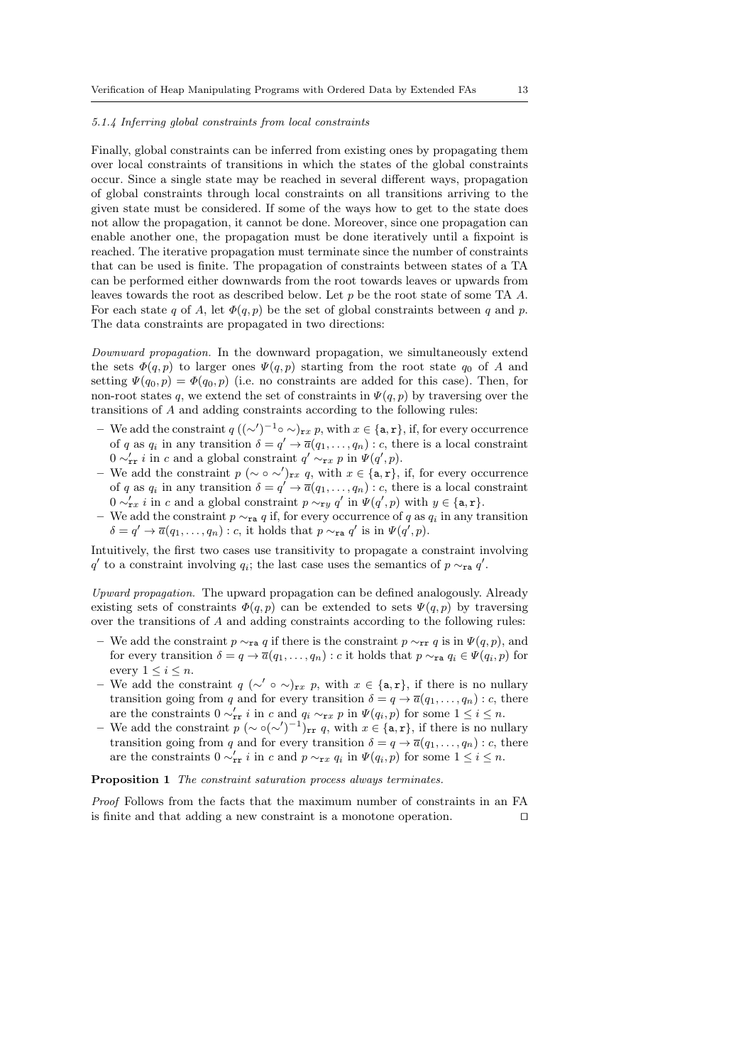#### 5.1.4 Inferring global constraints from local constraints

Finally, global constraints can be inferred from existing ones by propagating them over local constraints of transitions in which the states of the global constraints occur. Since a single state may be reached in several different ways, propagation of global constraints through local constraints on all transitions arriving to the given state must be considered. If some of the ways how to get to the state does not allow the propagation, it cannot be done. Moreover, since one propagation can enable another one, the propagation must be done iteratively until a fixpoint is reached. The iterative propagation must terminate since the number of constraints that can be used is finite. The propagation of constraints between states of a TA can be performed either downwards from the root towards leaves or upwards from leaves towards the root as described below. Let $p$ be the root state of some TA $A$. For each state $q$ of $A$, let $\Phi(q,p)$ be the set of global constraints between $q$ and $p$. The data constraints are propagated in two directions:

*Downward propagation.* In the downward propagation, we simultaneously extend the sets $\Phi(q,p)$ to larger ones $\Psi(q,p)$ starting from the root state $q_0$ of $A$ and setting $\Psi(q_0,p) = \Phi(q_0,p)$ (i.e. no constraints are added for this case). Then, for non-root states $q$, we extend the set of constraints in $\Psi(q,p)$ by traversing over the transitions of $A$ and adding constraints according to the following rules:

- We add the constraint $q\ ((\sim')^{-1}\circ \sim)_{\mathtt{r}x}\ p$, with $x \in \{\mathtt{a},\mathtt{r}\}$, if, for every occurrence of $q$ as $q_i$ in any transition $\delta = q' \to \overline{a}(q_1,\ldots,q_n) : c$, there is a local constraint $0 \sim'_{\mathtt{rr}}\ i$ in $c$ and a global constraint $q' \sim_{\mathtt{r}x}\ p$ in $\Psi(q',p)$.
- We add the constraint $p\ (\sim \circ \sim')_{\mathtt{r}x}\ q$, with $x \in \{\mathtt{a},\mathtt{r}\}$, if, for every occurrence of $q$ as $q_i$ in any transition $\delta = q' \to \overline{a}(q_1,\ldots,q_n) : c$, there is a local constraint $0 \sim'_{\mathtt{r}x}\ i$ in $c$ and a global constraint $p \sim_{\mathtt{r}y}\ q'$ in $\Psi(q',p)$ with $y \in \{\mathtt{a},\mathtt{r}\}$.
- We add the constraint $p \sim_{\mathtt{ra}} q$ if, for every occurrence of $q$ as $q_i$ in any transition $\delta = q' \to \overline{a}(q_1,\ldots,q_n) : c$, it holds that $p \sim_{\mathtt{ra}} q'$ is in $\Psi(q',p)$.

Intuitively, the first two cases use transitivity to propagate a constraint involving $q'$ to a constraint involving $q_i$; the last case uses the semantics of $p \sim_{\mathtt{ra}} q'$.

*Upward propagation.* The upward propagation can be defined analogously. Already existing sets of constraints $\Phi(q,p)$ can be extended to sets $\Psi(q,p)$ by traversing over the transitions of $A$ and adding constraints according to the following rules:

- We add the constraint $p \sim_{\mathtt{ra}} q$ if there is the constraint $p \sim_{\mathtt{rr}} q$ is in $\Psi(q,p)$, and for every transition $\delta = q \to \overline{a}(q_1,\ldots,q_n) : c$ it holds that $p \sim_{\mathtt{ra}} q_i \in \Psi(q_i,p)$ for every $1 \le i \le n$.
- We add the constraint $q\ (\sim' \circ \sim)_{\mathtt{r}x}\ p$, with $x \in \{\mathtt{a},\mathtt{r}\}$, if there is no nullary transition going from $q$ and for every transition $\delta = q \to \overline{a}(q_1,\ldots,q_n) : c$, there are the constraints $0 \sim'_{\mathtt{rr}}\ i$ in $c$ and $q_i \sim_{\mathtt{r}x}\ p$ in $\Psi(q_i,p)$ for some $1 \le i \le n$.
- We add the constraint $p\ (\sim \circ (\sim')^{-1})_{\mathtt{rr}}\ q$, with $x \in \{\mathtt{a},\mathtt{r}\}$, if there is no nullary transition going from $q$ and for every transition $\delta = q \to \overline{a}(q_1,\ldots,q_n) : c$, there are the constraints $0 \sim'_{\mathtt{rr}}\ i$ in $c$ and $p \sim_{\mathtt{r}x}\ q_i$ in $\Psi(q_i,p)$ for some $1 \le i \le n$.

**Proposition 1** *The constraint saturation process always terminates.*

*Proof* Follows from the facts that the maximum number of constraints in an FA is finite and that adding a new constraint is a monotone operation. $\square$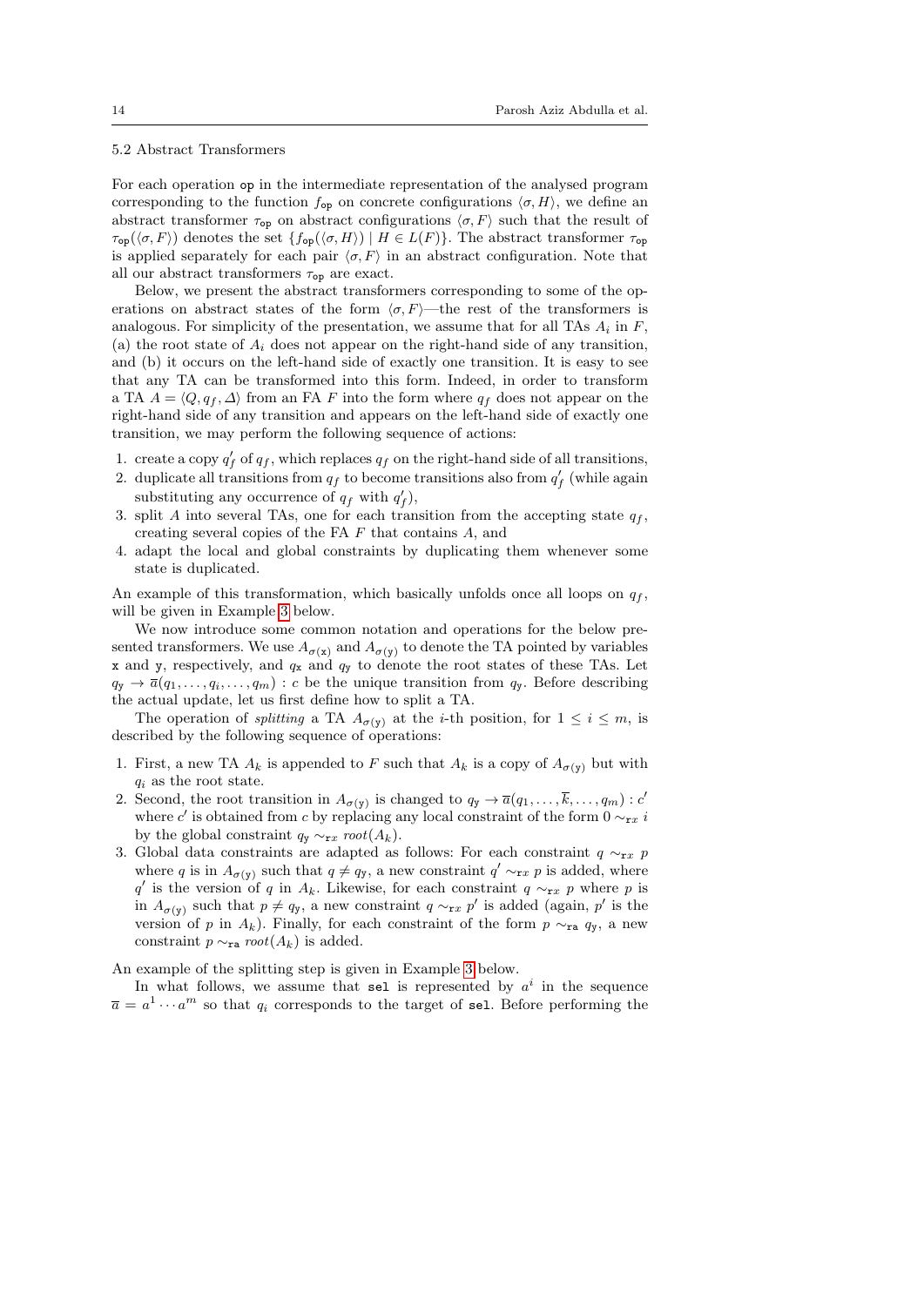### 5.2 Abstract Transformers

For each operation `op` in the intermediate representation of the analysed program corresponding to the function $f_{\texttt{op}}$ on concrete configurations $\langle \sigma, H \rangle$, we define an abstract transformer $\tau_{\texttt{op}}$ on abstract configurations $\langle \sigma, F \rangle$ such that the result of $\tau_{\texttt{op}}(\langle \sigma, F \rangle)$ denotes the set $\{f_{\texttt{op}}(\langle \sigma, H \rangle) \mid H \in L(F)\}$. The abstract transformer $\tau_{\texttt{op}}$ is applied separately for each pair $\langle \sigma, F \rangle$ in an abstract configuration. Note that all our abstract transformers $\tau_{\texttt{op}}$ are exact.

Below, we present the abstract transformers corresponding to some of the operations on abstract states of the form $\langle \sigma, F \rangle$—the rest of the transformers is analogous. For simplicity of the presentation, we assume that for all TAs $A_i$ in $F$, (a) the root state of $A_i$ does not appear on the right-hand side of any transition, and (b) it occurs on the left-hand side of exactly one transition. It is easy to see that any TA can be transformed into this form. Indeed, in order to transform a TA $A = \langle Q, q_f, \Delta \rangle$ from an FA $F$ into the form where $q_f$ does not appear on the right-hand side of any transition and appears on the left-hand side of exactly one transition, we may perform the following sequence of actions:

1. create a copy $q'_f$ of $q_f$, which replaces $q_f$ on the right-hand side of all transitions,
2. duplicate all transitions from $q_f$ to become transitions also from $q'_f$ (while again substituting any occurrence of $q_f$ with $q'_f$),
3. split $A$ into several TAs, one for each transition from the accepting state $q_f$, creating several copies of the FA $F$ that contains $A$, and
4. adapt the local and global constraints by duplicating them whenever some state is duplicated.

An example of this transformation, which basically unfolds once all loops on $q_f$, will be given in Example 3 below.

We now introduce some common notation and operations for the below presented transformers. We use $A_{\sigma(\texttt{x})}$ and $A_{\sigma(\texttt{y})}$ to denote the TA pointed by variables `x` and `y`, respectively, and $q_{\texttt{x}}$ and $q_{\texttt{y}}$ to denote the root states of these TAs. Let $q_{\texttt{y}} \to \overline{a}(q_1, \ldots, q_i, \ldots, q_m) : c$ be the unique transition from $q_{\texttt{y}}$. Before describing the actual update, let us first define how to split a TA.

The operation of *splitting* a TA $A_{\sigma(\texttt{y})}$ at the $i$-th position, for $1 \leq i \leq m$, is described by the following sequence of operations:

1. First, a new TA $A_k$ is appended to $F$ such that $A_k$ is a copy of $A_{\sigma(\texttt{y})}$ but with $q_i$ as the root state.
2. Second, the root transition in $A_{\sigma(\texttt{y})}$ is changed to $q_{\texttt{y}} \to \overline{a}(q_1, \ldots, \overline{k}, \ldots, q_m) : c'$ where $c'$ is obtained from $c$ by replacing any local constraint of the form $0 \sim_{\texttt{r}x} i$ by the global constraint $q_{\texttt{y}} \sim_{\texttt{r}x} root(A_k)$.
3. Global data constraints are adapted as follows: For each constraint $q \sim_{\texttt{r}x} p$ where $q$ is in $A_{\sigma(\texttt{y})}$ such that $q \neq q_{\texttt{y}}$, a new constraint $q' \sim_{\texttt{r}x} p$ is added, where $q'$ is the version of $q$ in $A_k$. Likewise, for each constraint $q \sim_{\texttt{r}x} p$ where $p$ is in $A_{\sigma(\texttt{y})}$ such that $p \neq q_{\texttt{y}}$, a new constraint $q \sim_{\texttt{r}x} p'$ is added (again, $p'$ is the version of $p$ in $A_k$). Finally, for each constraint of the form $p \sim_{\texttt{ra}} q_{\texttt{y}}$, a new constraint $p \sim_{\texttt{ra}} root(A_k)$ is added.

An example of the splitting step is given in Example 3 below.

In what follows, we assume that `sel` is represented by $a^i$ in the sequence $\overline{a} = a^1 \cdots a^m$ so that $q_i$ corresponds to the target of `sel`. Before performing the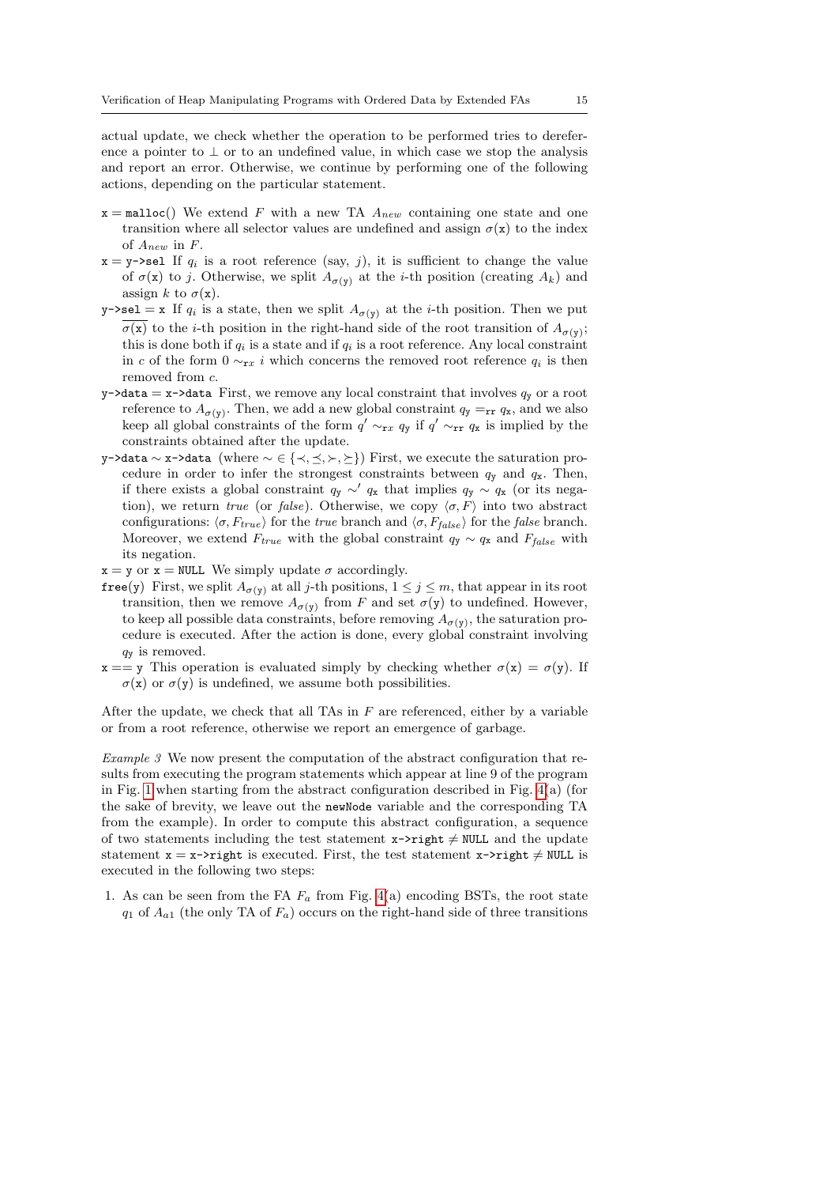actual update, we check whether the operation to be performed tries to dereference a pointer to $\perp$ or to an undefined value, in which case we stop the analysis and report an error. Otherwise, we continue by performing one of the following actions, depending on the particular statement.

- `x = malloc()` We extend $F$ with a new TA $A_{new}$ containing one state and one transition where all selector values are undefined and assign $\sigma(\mathtt{x})$ to the index of $A_{new}$ in $F$.
- `x = y->sel` If $q_i$ is a root reference (say, $j$), it is sufficient to change the value of $\sigma(\mathtt{x})$ to $j$. Otherwise, we split $A_{\sigma(\mathtt{y})}$ at the $i$-th position (creating $A_k$) and assign $k$ to $\sigma(\mathtt{x})$.
- `y->sel = x` If $q_i$ is a state, then we split $A_{\sigma(\mathtt{y})}$ at the $i$-th position. Then we put $\overline{\sigma(\mathtt{x})}$ to the $i$-th position in the right-hand side of the root transition of $A_{\sigma(\mathtt{y})}$; this is done both if $q_i$ is a state and if $q_i$ is a root reference. Any local constraint in $c$ of the form $0 \sim_{\mathtt{rx}} i$ which concerns the removed root reference $q_i$ is then removed from $c$.
- `y->data = x->data` First, we remove any local constraint that involves $q_{\mathtt{y}}$ or a root reference to $A_{\sigma(\mathtt{y})}$. Then, we add a new global constraint $q_{\mathtt{y}} =_{\mathtt{rr}} q_{\mathtt{x}}$, and we also keep all global constraints of the form $q' \sim_{\mathtt{rx}} q_{\mathtt{y}}$ if $q' \sim_{\mathtt{rr}} q_{\mathtt{x}}$ is implied by the constraints obtained after the update.
- `y->data` $\sim$ `x->data` (where $\sim \in \{\prec, \preceq, \succ, \succeq\}$) First, we execute the saturation procedure in order to infer the strongest constraints between $q_{\mathtt{y}}$ and $q_{\mathtt{x}}$. Then, if there exists a global constraint $q_{\mathtt{y}} \sim' q_{\mathtt{x}}$ that implies $q_{\mathtt{y}} \sim q_{\mathtt{x}}$ (or its negation), we return *true* (or *false*). Otherwise, we copy $\langle \sigma, F \rangle$ into two abstract configurations: $\langle \sigma, F_{true} \rangle$ for the *true* branch and $\langle \sigma, F_{false} \rangle$ for the *false* branch. Moreover, we extend $F_{true}$ with the global constraint $q_{\mathtt{y}} \sim q_{\mathtt{x}}$ and $F_{false}$ with its negation.
- `x = y` or `x = NULL` We simply update $\sigma$ accordingly.
- `free(y)` First, we split $A_{\sigma(\mathtt{y})}$ at all $j$-th positions, $1 \leq j \leq m$, that appear in its root transition, then we remove $A_{\sigma(\mathtt{y})}$ from $F$ and set $\sigma(\mathtt{y})$ to undefined. However, to keep all possible data constraints, before removing $A_{\sigma(\mathtt{y})}$, the saturation procedure is executed. After the action is done, every global constraint involving $q_{\mathtt{y}}$ is removed.
- `x == y` This operation is evaluated simply by checking whether $\sigma(\mathtt{x}) = \sigma(\mathtt{y})$. If $\sigma(\mathtt{x})$ or $\sigma(\mathtt{y})$ is undefined, we assume both possibilities.

After the update, we check that all TAs in $F$ are referenced, either by a variable or from a root reference, otherwise we report an emergence of garbage.

*Example 3* We now present the computation of the abstract configuration that results from executing the program statements which appear at line 9 of the program in Fig. 1 when starting from the abstract configuration described in Fig. 4(a) (for the sake of brevity, we leave out the `newNode` variable and the corresponding TA from the example). In order to compute this abstract configuration, a sequence of two statements including the test statement `x->right` $\neq$ `NULL` and the update statement `x = x->right` is executed. First, the test statement `x->right` $\neq$ `NULL` is executed in the following two steps:

1. As can be seen from the FA $F_a$ from Fig. 4(a) encoding BSTs, the root state $q_1$ of $A_{a1}$ (the only TA of $F_a$) occurs on the right-hand side of three transitions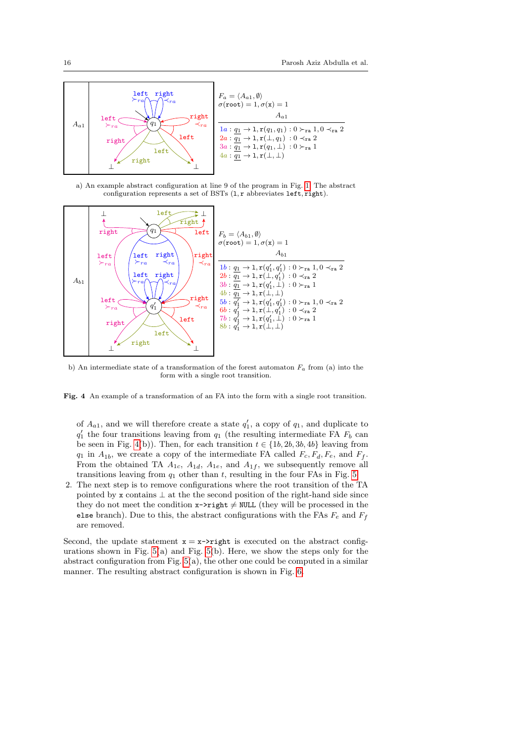$F_a = \langle A_{a1}, \emptyset \rangle$
$\sigma(\texttt{root}) = 1, \sigma(\texttt{x}) = 1$

$A_{a1}$

$1a : \underline{q_1} \to \texttt{l}, \texttt{r}(q_1, q_1) : 0 \succ_{\texttt{ra}} 1, 0 \prec_{\texttt{ra}} 2$
$2a : \underline{q_1} \to \texttt{l}, \texttt{r}(\bot, q_1) \; : 0 \prec_{\texttt{ra}} 2$
$3a : \underline{q_1} \to \texttt{l}, \texttt{r}(q_1, \bot) \; : 0 \succ_{\texttt{ra}} 1$
$4a : \underline{q_1} \to \texttt{l}, \texttt{r}(\bot, \bot)$

a) An example abstract configuration at line 9 of the program in Fig. 1. The abstract configuration represents a set of BSTs (l, r abbreviates left, right).

$F_b = \langle A_{b1}, \emptyset \rangle$
$\sigma(\texttt{root}) = 1, \sigma(\texttt{x}) = 1$

$A_{b1}$

$1b : \underline{q_1} \to \texttt{l}, \texttt{r}(q_1', q_1') : 0 \succ_{\texttt{ra}} 1, 0 \prec_{\texttt{ra}} 2$
$2b : \underline{q_1} \to \texttt{l}, \texttt{r}(\bot, q_1') \; : 0 \prec_{\texttt{ra}} 2$
$3b : \underline{q_1} \to \texttt{l}, \texttt{r}(q_1', \bot) \; : 0 \succ_{\texttt{ra}} 1$
$4b : \underline{q_1} \to \texttt{l}, \texttt{r}(\bot, \bot)$
$5b : q_1' \to \texttt{l}, \texttt{r}(q_1', q_1') : 0 \succ_{\texttt{ra}} 1, 0 \prec_{\texttt{ra}} 2$
$6b : q_1' \to \texttt{l}, \texttt{r}(\bot, q_1') \; : 0 \prec_{\texttt{ra}} 2$
$7b : q_1' \to \texttt{l}, \texttt{r}(q_1', \bot) \; : 0 \succ_{\texttt{ra}} 1$
$8b : q_1' \to \texttt{l}, \texttt{r}(\bot, \bot)$

b) An intermediate state of a transformation of the forest automaton $F_a$ from (a) into the form with a single root transition.

**Fig. 4** An example of a transformation of an FA into the form with a single root transition.

of $A_{a1}$, and we will therefore create a state $q_1'$, a copy of $q_1$, and duplicate to $q_1'$ the four transitions leaving from $q_1$ (the resulting intermediate FA $F_b$ can be seen in Fig. 4(b)). Then, for each transition $t \in \{1b, 2b, 3b, 4b\}$ leaving from $q_1$ in $A_{1b}$, we create a copy of the intermediate FA called $F_c, F_d, F_e$, and $F_f$. From the obtained TA $A_{1c}$, $A_{1d}$, $A_{1e}$, and $A_{1f}$, we subsequently remove all transitions leaving from $q_1$ other than $t$, resulting in the four FAs in Fig. 5.

2. The next step is to remove configurations where the root transition of the TA pointed by `x` contains $\bot$ at the the second position of the right-hand side since they do not meet the condition `x->right` $\neq$ `NULL` (they will be processed in the `else` branch). Due to this, the abstract configurations with the FAs $F_e$ and $F_f$ are removed.

Second, the update statement `x = x->right` is executed on the abstract configurations shown in Fig. 5(a) and Fig. 5(b). Here, we show the steps only for the abstract configuration from Fig. 5(a), the other one could be computed in a similar manner. The resulting abstract configuration is shown in Fig. 6.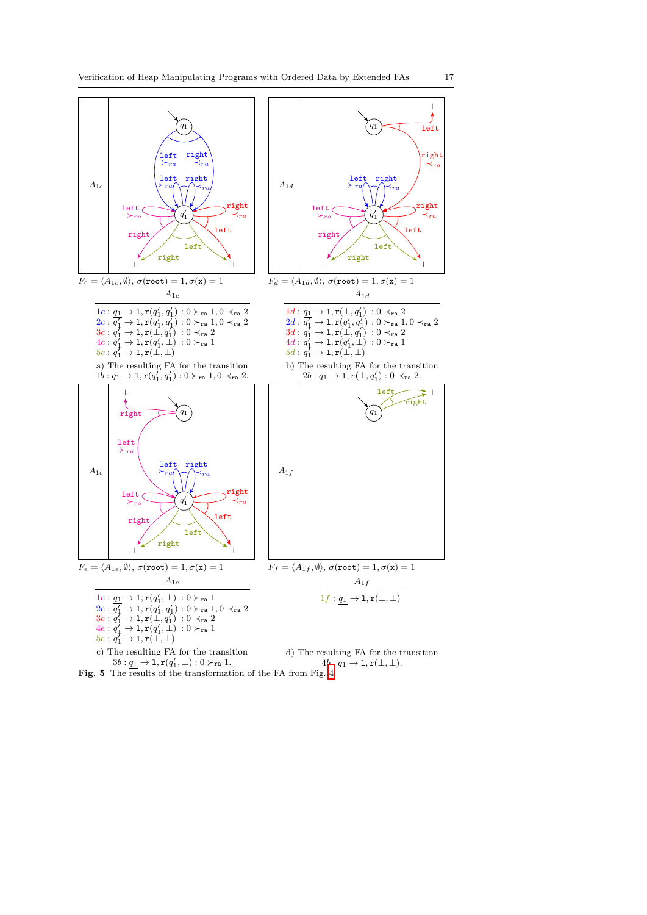$F_c = \langle A_{1c}, \emptyset \rangle$, $\sigma(\texttt{root}) = 1, \sigma(\texttt{x}) = 1$

| $A_{1c}$ |
|---|
| $1c : \underline{q_1} \to 1, \texttt{r}(q_1', q_1') : 0 \succ_{\texttt{ra}} 1, 0 \prec_{\texttt{ra}} 2$ |
| $2c : \overline{q_1'} \to 1, \texttt{r}(q_1', q_1') : 0 \succ_{\texttt{ra}} 1, 0 \prec_{\texttt{ra}} 2$ |
| $3c : q_1' \to 1, \texttt{r}(\bot, q_1') : 0 \prec_{\texttt{ra}} 2$ |
| $4c : q_1' \to 1, \texttt{r}(q_1', \bot) : 0 \succ_{\texttt{ra}} 1$ |
| $5c : q_1' \to 1, \texttt{r}(\bot, \bot)$ |

a) The resulting FA for the transition $1b : \underline{q_1} \to 1, \texttt{r}(q_1', q_1') : 0 \succ_{\texttt{ra}} 1, 0 \prec_{\texttt{ra}} 2$.

$F_d = \langle A_{1d}, \emptyset \rangle$, $\sigma(\texttt{root}) = 1, \sigma(\texttt{x}) = 1$

| $A_{1d}$ |
|---|
| $1d : \underline{q_1} \to 1, \texttt{r}(\bot, q_1') : 0 \prec_{\texttt{ra}} 2$ |
| $2d : \overline{q_1'} \to 1, \texttt{r}(q_1', q_1') : 0 \succ_{\texttt{ra}} 1, 0 \prec_{\texttt{ra}} 2$ |
| $3d : q_1' \to 1, \texttt{r}(\bot, q_1') : 0 \prec_{\texttt{ra}} 2$ |
| $4d : q_1' \to 1, \texttt{r}(q_1', \bot) : 0 \succ_{\texttt{ra}} 1$ |
| $5d : q_1' \to 1, \texttt{r}(\bot, \bot)$ |

b) The resulting FA for the transition $2b : \underline{q_1} \to 1, \texttt{r}(\bot, q_1') : 0 \prec_{\texttt{ra}} 2$.

$F_e = \langle A_{1e}, \emptyset \rangle$, $\sigma(\texttt{root}) = 1, \sigma(\texttt{x}) = 1$

| $A_{1e}$ |
|---|
| $1e : \underline{q_1} \to 1, \texttt{r}(q_1', \bot) : 0 \succ_{\texttt{ra}} 1$ |
| $2e : \overline{q_1'} \to 1, \texttt{r}(q_1', q_1') : 0 \succ_{\texttt{ra}} 1, 0 \prec_{\texttt{ra}} 2$ |
| $3e : q_1' \to 1, \texttt{r}(\bot, q_1') : 0 \prec_{\texttt{ra}} 2$ |
| $4e : q_1' \to 1, \texttt{r}(q_1', \bot) : 0 \succ_{\texttt{ra}} 1$ |
| $5e : q_1' \to 1, \texttt{r}(\bot, \bot)$ |

c) The resulting FA for the transition $3b : \underline{q_1} \to 1, \texttt{r}(q_1', \bot) : 0 \succ_{\texttt{ra}} 1$.

$F_f = \langle A_{1f}, \emptyset \rangle$, $\sigma(\texttt{root}) = 1, \sigma(\texttt{x}) = 1$

| $A_{1f}$ |
|---|
| $1f : \underline{q_1} \to 1, \texttt{r}(\bot, \bot)$ |

d) The resulting FA for the transition $4b : \underline{q_1} \to 1, \texttt{r}(\bot, \bot)$.

**Fig. 5** The results of the transformation of the FA from Fig. 4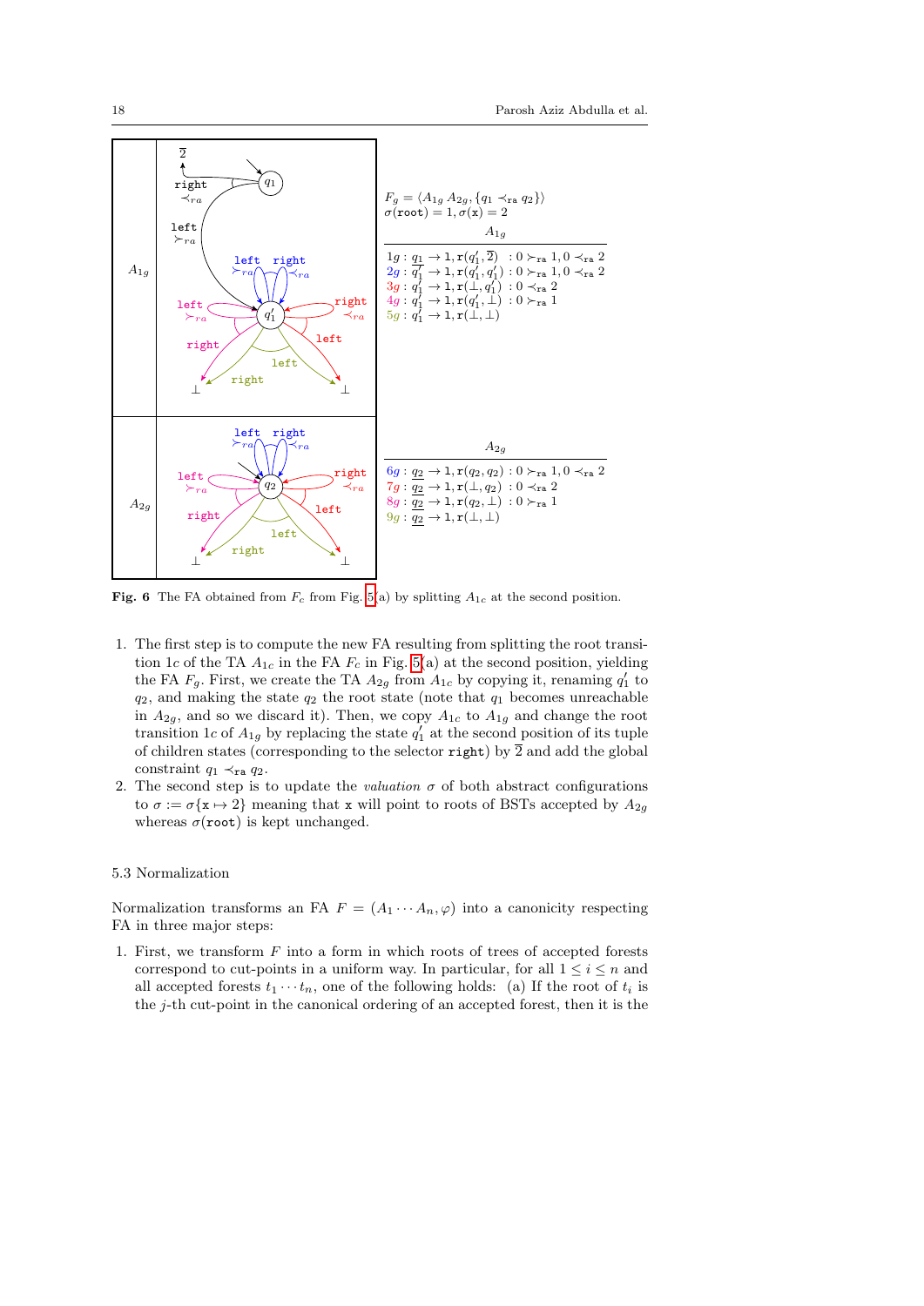$F_g = \langle A_{1g}\, A_{2g}, \{q_1 \prec_{\mathtt{ra}} q_2\}\rangle$
$\sigma(\mathtt{root}) = 1, \sigma(\mathtt{x}) = 2$

$A_{1g}$

$1g : \underline{q_1} \to 1, \mathtt{r}(q_1', \overline{2}) \;: 0 \succ_{\mathtt{ra}} 1, 0 \prec_{\mathtt{ra}} 2$
$2g : \underline{q_1'} \to 1, \mathtt{r}(q_1', q_1') : 0 \succ_{\mathtt{ra}} 1, 0 \prec_{\mathtt{ra}} 2$
$3g : \underline{q_1'} \to 1, \mathtt{r}(\bot, q_1') \;: 0 \prec_{\mathtt{ra}} 2$
$4g : \underline{q_1'} \to 1, \mathtt{r}(q_1', \bot) \;: 0 \succ_{\mathtt{ra}} 1$
$5g : \underline{q_1'} \to 1, \mathtt{r}(\bot, \bot)$

$A_{2g}$

$6g : \underline{q_2} \to 1, \mathtt{r}(q_2, q_2) : 0 \succ_{\mathtt{ra}} 1, 0 \prec_{\mathtt{ra}} 2$
$7g : \underline{q_2} \to 1, \mathtt{r}(\bot, q_2) \;: 0 \prec_{\mathtt{ra}} 2$
$8g : \underline{q_2} \to 1, \mathtt{r}(q_2, \bot) \;: 0 \succ_{\mathtt{ra}} 1$
$9g : \underline{q_2} \to 1, \mathtt{r}(\bot, \bot)$

**Fig. 6** The FA obtained from $F_c$ from Fig. 5(a) by splitting $A_{1c}$ at the second position.

1. The first step is to compute the new FA resulting from splitting the root transition $1c$ of the TA $A_{1c}$ in the FA $F_c$ in Fig. 5(a) at the second position, yielding the FA $F_g$. First, we create the TA $A_{2g}$ from $A_{1c}$ by copying it, renaming $q_1'$ to $q_2$, and making the state $q_2$ the root state (note that $q_1$ becomes unreachable in $A_{2g}$, and so we discard it). Then, we copy $A_{1c}$ to $A_{1g}$ and change the root transition $1c$ of $A_{1g}$ by replacing the state $q_1'$ at the second position of its tuple of children states (corresponding to the selector `right`) by $\overline{2}$ and add the global constraint $q_1 \prec_{\mathtt{ra}} q_2$.
2. The second step is to update the *valuation* $\sigma$ of both abstract configurations to $\sigma := \sigma\{\mathtt{x} \mapsto 2\}$ meaning that `x` will point to roots of BSTs accepted by $A_{2g}$ whereas $\sigma(\mathtt{root})$ is kept unchanged.

### 5.3 Normalization

Normalization transforms an FA $F = (A_1 \cdots A_n, \varphi)$ into a canonicity respecting FA in three major steps:

1. First, we transform $F$ into a form in which roots of trees of accepted forests correspond to cut-points in a uniform way. In particular, for all $1 \leq i \leq n$ and all accepted forests $t_1 \cdots t_n$, one of the following holds: (a) If the root of $t_i$ is the $j$-th cut-point in the canonical ordering of an accepted forest, then it is the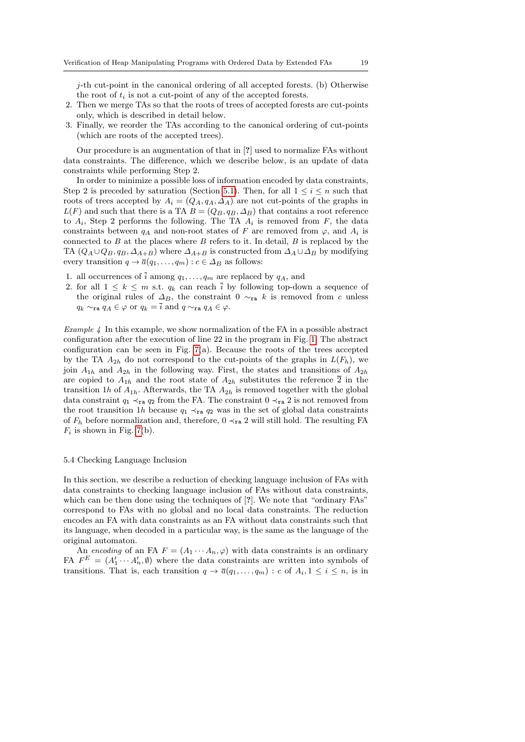$j$-th cut-point in the canonical ordering of all accepted forests. (b) Otherwise the root of $t_i$ is not a cut-point of any of the accepted forests.

2. Then we merge TAs so that the roots of trees of accepted forests are cut-points only, which is described in detail below.
3. Finally, we reorder the TAs according to the canonical ordering of cut-points (which are roots of the accepted trees).

Our procedure is an augmentation of that in [?] used to normalize FAs without data constraints. The difference, which we describe below, is an update of data constraints while performing Step 2.

In order to minimize a possible loss of information encoded by data constraints, Step 2 is preceded by saturation (Section 5.1). Then, for all $1 \leq i \leq n$ such that roots of trees accepted by $A_i = (Q_A, q_A, \Delta_A)$ are not cut-points of the graphs in $L(F)$ and such that there is a TA $B = (Q_B, q_B, \Delta_B)$ that contains a root reference to $A_i$, Step 2 performs the following. The TA $A_i$ is removed from $F$, the data constraints between $q_A$ and non-root states of $F$ are removed from $\varphi$, and $A_i$ is connected to $B$ at the places where $B$ refers to it. In detail, $B$ is replaced by the TA $(Q_A \cup Q_B, q_B, \Delta_{A+B})$ where $\Delta_{A+B}$ is constructed from $\Delta_A \cup \Delta_B$ by modifying every transition $q \to \overline{a}(q_1, \ldots, q_m) : c \in \Delta_B$ as follows:

1. all occurrences of $\overline{i}$ among $q_1, \ldots, q_m$ are replaced by $q_A$, and
2. for all $1 \leq k \leq m$ s.t. $q_k$ can reach $\overline{i}$ by following top-down a sequence of the original rules of $\Delta_B$, the constraint $0 \sim_{\mathtt{ra}} k$ is removed from $c$ unless $q_k \sim_{\mathtt{ra}} q_A \in \varphi$ or $q_k = \overline{i}$ and $q \sim_{\mathtt{ra}} q_A \in \varphi$.

*Example 4* In this example, we show normalization of the FA in a possible abstract configuration after the execution of line 22 in the program in Fig. 1. The abstract configuration can be seen in Fig. 7(a). Because the roots of the trees accepted by the TA $A_{2h}$ do not correspond to the cut-points of the graphs in $L(F_h)$, we join $A_{1h}$ and $A_{2h}$ in the following way. First, the states and transitions of $A_{2h}$ are copied to $A_{1h}$ and the root state of $A_{2h}$ substitutes the reference $\overline{2}$ in the transition $1h$ of $A_{1h}$. Afterwards, the TA $A_{2h}$ is removed together with the global data constraint $q_1 \prec_{\mathtt{ra}} q_2$ from the FA. The constraint $0 \prec_{\mathtt{ra}} 2$ is not removed from the root transition $1h$ because $q_1 \prec_{\mathtt{ra}} q_2$ was in the set of global data constraints of $F_h$ before normalization and, therefore, $0 \prec_{\mathtt{ra}} 2$ will still hold. The resulting FA $F_i$ is shown in Fig. 7(b).

### 5.4 Checking Language Inclusion

In this section, we describe a reduction of checking language inclusion of FAs with data constraints to checking language inclusion of FAs without data constraints, which can be then done using the techniques of [?]. We note that "ordinary FAs" correspond to FAs with no global and no local data constraints. The reduction encodes an FA with data constraints as an FA without data constraints such that its language, when decoded in a particular way, is the same as the language of the original automaton.

An *encoding* of an FA $F = (A_1 \cdots A_n, \varphi)$ with data constraints is an ordinary FA $F^E = (A'_1 \cdots A'_n, \emptyset)$ where the data constraints are written into symbols of transitions. That is, each transition $q \to \overline{a}(q_1, \ldots, q_m) : c$ of $A_i, 1 \leq i \leq n$, is in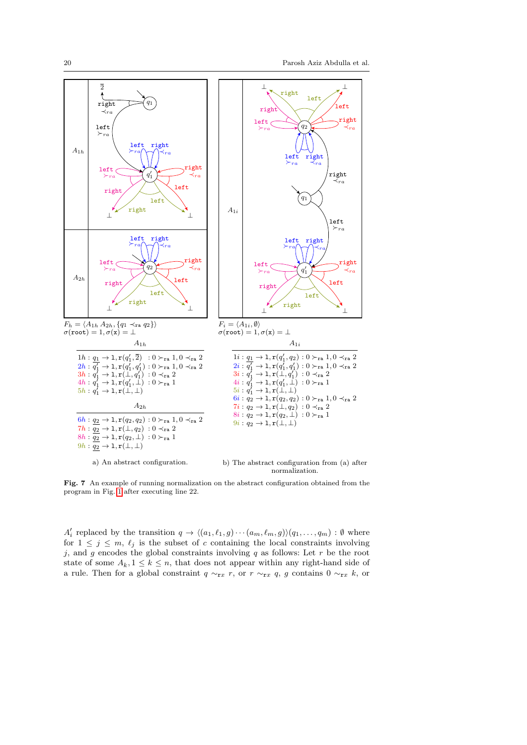$F_h = \langle A_{1h}\, A_{2h}, \{q_1 \prec_{\mathtt{ra}} q_2\}\rangle$
$\sigma(\mathtt{root}) = 1, \sigma(\mathtt{x}) = \bot$

$A_{1h}$

$1h: \underline{q_1} \rightarrow 1, \mathtt{r}(q_1', \overline{2}) \;: 0 \succ_{\mathtt{ra}} 1, 0 \prec_{\mathtt{ra}} 2$
$2h: \underline{q_1'} \rightarrow 1, \mathtt{r}(q_1', q_1') : 0 \succ_{\mathtt{ra}} 1, 0 \prec_{\mathtt{ra}} 2$
$3h: q_1' \rightarrow 1, \mathtt{r}(\bot, q_1') \;: 0 \prec_{\mathtt{ra}} 2$
$4h: q_1' \rightarrow 1, \mathtt{r}(q_1', \bot) \;: 0 \succ_{\mathtt{ra}} 1$
$5h: q_1' \rightarrow 1, \mathtt{r}(\bot, \bot)$

$A_{2h}$

$6h: \underline{q_2} \rightarrow 1, \mathtt{r}(q_2, q_2) : 0 \succ_{\mathtt{ra}} 1, 0 \prec_{\mathtt{ra}} 2$
$7h: \underline{q_2} \rightarrow 1, \mathtt{r}(\bot, q_2) \;: 0 \prec_{\mathtt{ra}} 2$
$8h: \underline{q_2} \rightarrow 1, \mathtt{r}(q_2, \bot) \;: 0 \succ_{\mathtt{ra}} 1$
$9h: \underline{q_2} \rightarrow 1, \mathtt{r}(\bot, \bot)$

a) An abstract configuration.

$F_i = \langle A_{1i}, \emptyset\rangle$
$\sigma(\mathtt{root}) = 1, \sigma(\mathtt{x}) = \bot$

$A_{1i}$

$1i: \underline{q_1} \rightarrow 1, \mathtt{r}(q_1', q_2) : 0 \succ_{\mathtt{ra}} 1, 0 \prec_{\mathtt{ra}} 2$
$2i: \underline{q_1'} \rightarrow 1, \mathtt{r}(q_1', q_1') : 0 \succ_{\mathtt{ra}} 1, 0 \prec_{\mathtt{ra}} 2$
$3i: q_1' \rightarrow 1, \mathtt{r}(\bot, q_1') \;: 0 \prec_{\mathtt{ra}} 2$
$4i: q_1' \rightarrow 1, \mathtt{r}(q_1', \bot) \;: 0 \succ_{\mathtt{ra}} 1$
$5i: q_1' \rightarrow 1, \mathtt{r}(\bot, \bot)$
$6i: q_2 \rightarrow 1, \mathtt{r}(q_2, q_2) : 0 \succ_{\mathtt{ra}} 1, 0 \prec_{\mathtt{ra}} 2$
$7i: q_2 \rightarrow 1, \mathtt{r}(\bot, q_2) \;: 0 \prec_{\mathtt{ra}} 2$
$8i: q_2 \rightarrow 1, \mathtt{r}(q_2, \bot) \;: 0 \succ_{\mathtt{ra}} 1$
$9i: q_2 \rightarrow 1, \mathtt{r}(\bot, \bot)$

b) The abstract configuration from (a) after normalization.

**Fig. 7** An example of running normalization on the abstract configuration obtained from the program in Fig. 1 after executing line 22.

$A_i'$ replaced by the transition $q \rightarrow \langle (a_1, \ell_1, g) \cdots (a_m, \ell_m, g) \rangle (q_1, \ldots, q_m) : \emptyset$ where for $1 \leq j \leq m$, $\ell_j$ is the subset of $c$ containing the local constraints involving $j$, and $g$ encodes the global constraints involving $q$ as follows: Let $r$ be the root state of some $A_k, 1 \leq k \leq n$, that does not appear within any right-hand side of a rule. Then for a global constraint $q \sim_{\mathtt{rx}} r$, or $r \sim_{\mathtt{rx}} q$, $g$ contains $0 \sim_{\mathtt{rx}} k$, or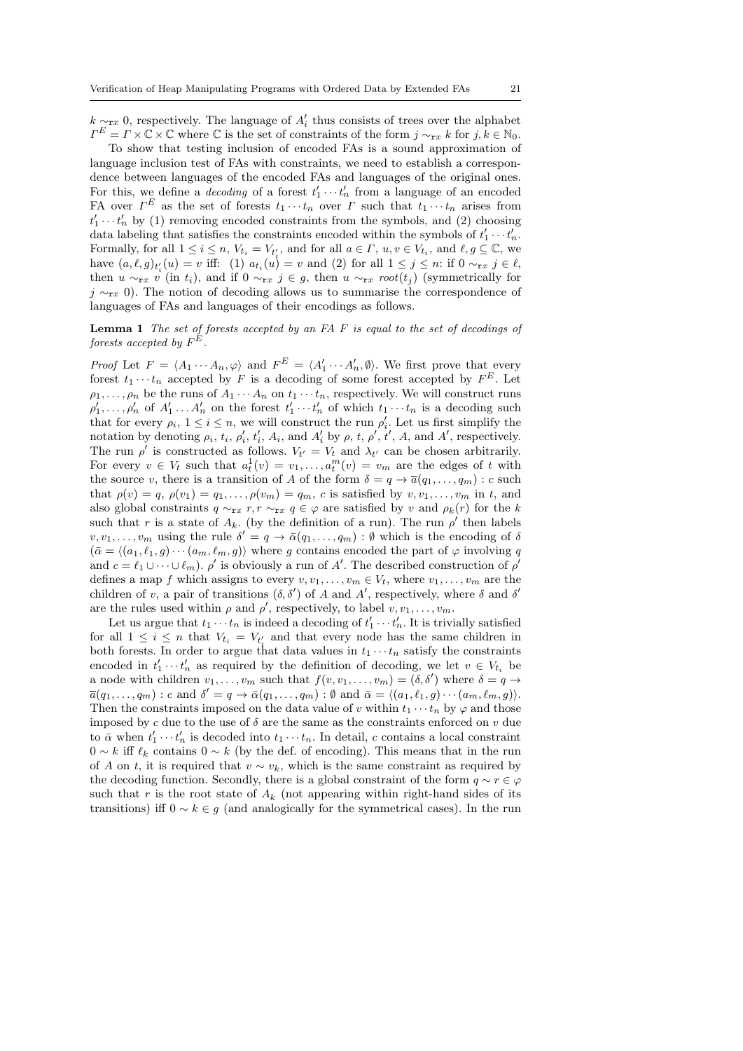$k \sim_{\mathtt{rx}} 0$, respectively. The language of $A_i'$ thus consists of trees over the alphabet $\Gamma^E = \Gamma \times \mathbb{C} \times \mathbb{C}$ where $\mathbb{C}$ is the set of constraints of the form $j \sim_{\mathtt{rx}} k$ for $j, k \in \mathbb{N}_0$.

To show that testing inclusion of encoded FAs is a sound approximation of language inclusion test of FAs with constraints, we need to establish a correspondence between languages of the encoded FAs and languages of the original ones. For this, we define a *decoding* of a forest $t_1' \cdots t_n'$ from a language of an encoded FA over $\Gamma^E$ as the set of forests $t_1 \cdots t_n$ over $\Gamma$ such that $t_1 \cdots t_n$ arises from $t_1' \cdots t_n'$ by (1) removing encoded constraints from the symbols, and (2) choosing data labeling that satisfies the constraints encoded within the symbols of $t_1' \cdots t_n'$. Formally, for all $1 \leq i \leq n$, $V_{t_i} = V_{t_i'}$, and for all $a \in \Gamma$, $u, v \in V_{t_i}$, and $\ell, g \subseteq \mathbb{C}$, we have $(a, \ell, g)_{t_i'}(u) = v$ iff: (1) $a_{t_i}(u) = v$ and (2) for all $1 \leq j \leq n$: if $0 \sim_{\mathtt{rx}} j \in \ell$, then $u \sim_{\mathtt{rx}} v$ (in $t_i$), and if $0 \sim_{\mathtt{rx}} j \in g$, then $u \sim_{\mathtt{rx}} root(t_j)$ (symmetrically for $j \sim_{\mathtt{rx}} 0$). The notion of decoding allows us to summarise the correspondence of languages of FAs and languages of their encodings as follows.

**Lemma 1** *The set of forests accepted by an FA $F$ is equal to the set of decodings of forests accepted by $F^E$.*

*Proof* Let $F = \langle A_1 \cdots A_n, \varphi \rangle$ and $F^E = \langle A_1' \cdots A_n', \emptyset \rangle$. We first prove that every forest $t_1 \cdots t_n$ accepted by $F$ is a decoding of some forest accepted by $F^E$. Let $\rho_1, \ldots, \rho_n$ be the runs of $A_1 \cdots A_n$ on $t_1 \cdots t_n$, respectively. We will construct runs $\rho_1', \ldots, \rho_n'$ of $A_1' \ldots A_n'$ on the forest $t_1' \cdots t_n'$ of which $t_1 \cdots t_n$ is a decoding such that for every $\rho_i$, $1 \leq i \leq n$, we will construct the run $\rho_i'$. Let us first simplify the notation by denoting $\rho_i$, $t_i$, $\rho_i'$, $t_i'$, $A_i$, and $A_i'$ by $\rho$, $t$, $\rho'$, $t'$, $A$, and $A'$, respectively. The run $\rho'$ is constructed as follows. $V_{t'} = V_t$ and $\lambda_{t'}$ can be chosen arbitrarily. For every $v \in V_t$ such that $a_t^1(v) = v_1, \ldots, a_t^m(v) = v_m$ are the edges of $t$ with the source $v$, there is a transition of $A$ of the form $\delta = q \to \overline{a}(q_1, \ldots, q_m) : c$ such that $\rho(v) = q$, $\rho(v_1) = q_1, \ldots, \rho(v_m) = q_m$, $c$ is satisfied by $v, v_1, \ldots, v_m$ in $t$, and also global constraints $q \sim_{\mathtt{rx}} r, r \sim_{\mathtt{rx}} q \in \varphi$ are satisfied by $v$ and $\rho_k(r)$ for the $k$ such that $r$ is a state of $A_k$. (by the definition of a run). The run $\rho'$ then labels $v, v_1, \ldots, v_m$ using the rule $\delta' = q \to \bar{\alpha}(q_1, \ldots, q_m) : \emptyset$ which is the encoding of $\delta$ ($\bar{\alpha} = \langle (a_1, \ell_1, g) \cdots (a_m, \ell_m, g) \rangle$ where $g$ contains encoded the part of $\varphi$ involving $q$ and $c = \ell_1 \cup \cdots \cup \ell_m$). $\rho'$ is obviously a run of $A'$. The described construction of $\rho'$ defines a map $f$ which assigns to every $v, v_1, \ldots, v_m \in V_t$, where $v_1, \ldots, v_m$ are the children of $v$, a pair of transitions $(\delta, \delta')$ of $A$ and $A'$, respectively, where $\delta$ and $\delta'$ are the rules used within $\rho$ and $\rho'$, respectively, to label $v, v_1, \ldots, v_m$.

Let us argue that $t_1 \cdots t_n$ is indeed a decoding of $t_1' \cdots t_n'$. It is trivially satisfied for all $1 \leq i \leq n$ that $V_{t_i} = V_{t_i'}$ and that every node has the same children in both forests. In order to argue that data values in $t_1 \cdots t_n$ satisfy the constraints encoded in $t_1' \cdots t_n'$ as required by the definition of decoding, we let $v \in V_{t_i}$ be a node with children $v_1, \ldots, v_m$ such that $f(v, v_1, \ldots, v_m) = (\delta, \delta')$ where $\delta = q \to \overline{a}(q_1, \ldots, q_m) : c$ and $\delta' = q \to \bar{\alpha}(q_1, \ldots, q_m) : \emptyset$ and $\bar{\alpha} = \langle (a_1, \ell_1, g) \cdots (a_m, \ell_m, g) \rangle$. Then the constraints imposed on the data value of $v$ within $t_1 \cdots t_n$ by $\varphi$ and those imposed by $c$ due to the use of $\delta$ are the same as the constraints enforced on $v$ due to $\bar{\alpha}$ when $t_1' \cdots t_n'$ is decoded into $t_1 \cdots t_n$. In detail, $c$ contains a local constraint $0 \sim k$ iff $\ell_k$ contains $0 \sim k$ (by the def. of encoding). This means that in the run of $A$ on $t$, it is required that $v \sim v_k$, which is the same constraint as required by the decoding function. Secondly, there is a global constraint of the form $q \sim r \in \varphi$ such that $r$ is the root state of $A_k$ (not appearing within right-hand sides of its transitions) iff $0 \sim k \in g$ (and analogically for the symmetrical cases). In the run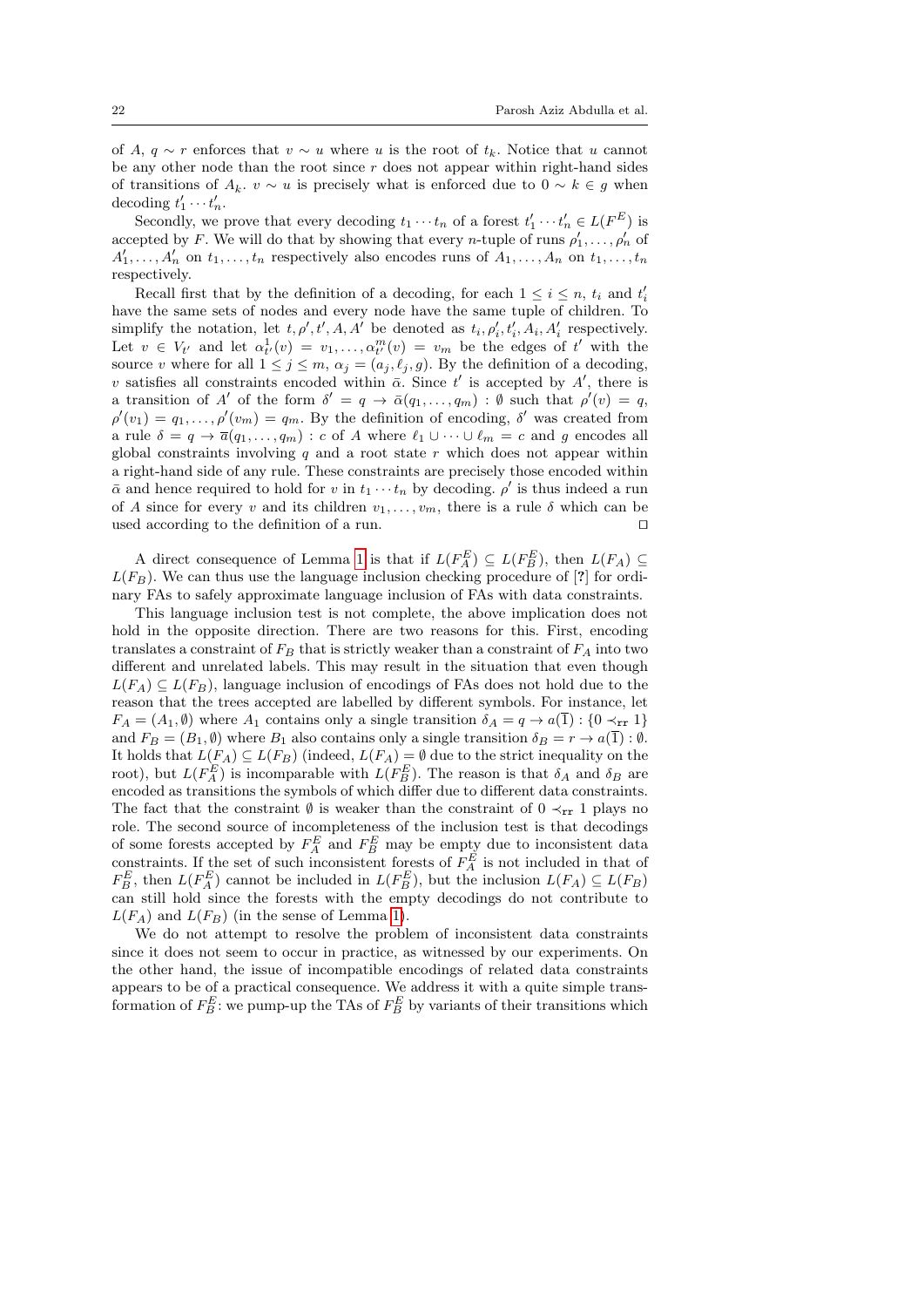of $A$, $q \sim r$ enforces that $v \sim u$ where $u$ is the root of $t_k$. Notice that $u$ cannot be any other node than the root since $r$ does not appear within right-hand sides of transitions of $A_k$. $v \sim u$ is precisely what is enforced due to $0 \sim k \in g$ when decoding $t'_1 \cdots t'_n$.

Secondly, we prove that every decoding $t_1 \cdots t_n$ of a forest $t'_1 \cdots t'_n \in L(F^E)$ is accepted by $F$. We will do that by showing that every $n$-tuple of runs $\rho'_1, \ldots, \rho'_n$ of $A'_1, \ldots, A'_n$ on $t_1, \ldots, t_n$ respectively also encodes runs of $A_1, \ldots, A_n$ on $t_1, \ldots, t_n$ respectively.

Recall first that by the definition of a decoding, for each $1 \leq i \leq n$, $t_i$ and $t'_i$ have the same sets of nodes and every node have the same tuple of children. To simplify the notation, let $t, \rho', t', A, A'$ be denoted as $t_i, \rho'_i, t'_i, A_i, A'_i$ respectively. Let $v \in V_{t'}$ and let $\alpha^1_{t'}(v) = v_1, \ldots, \alpha^m_{t'}(v) = v_m$ be the edges of $t'$ with the source $v$ where for all $1 \leq j \leq m$, $\alpha_j = (a_j, \ell_j, g)$. By the definition of a decoding, $v$ satisfies all constraints encoded within $\bar{\alpha}$. Since $t'$ is accepted by $A'$, there is a transition of $A'$ of the form $\delta' = q \to \bar{\alpha}(q_1, \ldots, q_m) : \emptyset$ such that $\rho'(v) = q$, $\rho'(v_1) = q_1, \ldots, \rho'(v_m) = q_m$. By the definition of encoding, $\delta'$ was created from a rule $\delta = q \to \overline{a}(q_1, \ldots, q_m) : c$ of $A$ where $\ell_1 \cup \cdots \cup \ell_m = c$ and $g$ encodes all global constraints involving $q$ and a root state $r$ which does not appear within a right-hand side of any rule. These constraints are precisely those encoded within $\bar{\alpha}$ and hence required to hold for $v$ in $t_1 \cdots t_n$ by decoding. $\rho'$ is thus indeed a run of $A$ since for every $v$ and its children $v_1, \ldots, v_m$, there is a rule $\delta$ which can be used according to the definition of a run. $\square$

A direct consequence of Lemma 1 is that if $L(F^E_A) \subseteq L(F^E_B)$, then $L(F_A) \subseteq L(F_B)$. We can thus use the language inclusion checking procedure of [?] for ordinary FAs to safely approximate language inclusion of FAs with data constraints.

This language inclusion test is not complete, the above implication does not hold in the opposite direction. There are two reasons for this. First, encoding translates a constraint of $F_B$ that is strictly weaker than a constraint of $F_A$ into two different and unrelated labels. This may result in the situation that even though $L(F_A) \subseteq L(F_B)$, language inclusion of encodings of FAs does not hold due to the reason that the trees accepted are labelled by different symbols. For instance, let $F_A = (A_1, \emptyset)$ where $A_1$ contains only a single transition $\delta_A = q \to a(\overline{1}) : \{0 \prec_{\mathtt{rr}} 1\}$ and $F_B = (B_1, \emptyset)$ where $B_1$ also contains only a single transition $\delta_B = r \to a(\overline{1}) : \emptyset$. It holds that $L(F_A) \subseteq L(F_B)$ (indeed, $L(F_A) = \emptyset$ due to the strict inequality on the root), but $L(F^E_A)$ is incomparable with $L(F^E_B)$. The reason is that $\delta_A$ and $\delta_B$ are encoded as transitions the symbols of which differ due to different data constraints. The fact that the constraint $\emptyset$ is weaker than the constraint of $0 \prec_{\mathtt{rr}} 1$ plays no role. The second source of incompleteness of the inclusion test is that decodings of some forests accepted by $F^E_A$ and $F^E_B$ may be empty due to inconsistent data constraints. If the set of such inconsistent forests of $F^E_A$ is not included in that of $F^E_B$, then $L(F^E_A)$ cannot be included in $L(F^E_B)$, but the inclusion $L(F_A) \subseteq L(F_B)$ can still hold since the forests with the empty decodings do not contribute to $L(F_A)$ and $L(F_B)$ (in the sense of Lemma 1).

We do not attempt to resolve the problem of inconsistent data constraints since it does not seem to occur in practice, as witnessed by our experiments. On the other hand, the issue of incompatible encodings of related data constraints appears to be of a practical consequence. We address it with a quite simple transformation of $F^E_B$: we pump-up the TAs of $F^E_B$ by variants of their transitions which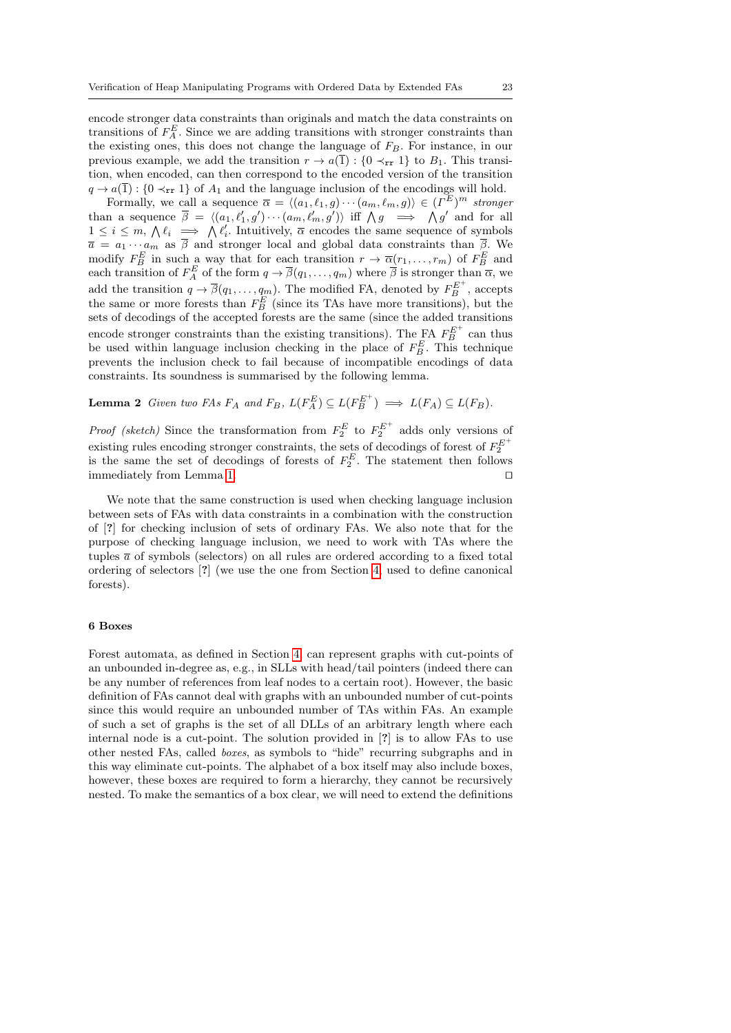encode stronger data constraints than originals and match the data constraints on transitions of $F_A^E$. Since we are adding transitions with stronger constraints than the existing ones, this does not change the language of $F_B$. For instance, in our previous example, we add the transition $r \to a(\overline{1}) : \{0 \prec_{\mathtt{rr}} 1\}$ to $B_1$. This transition, when encoded, can then correspond to the encoded version of the transition $q \to a(\overline{1}) : \{0 \prec_{\mathtt{rr}} 1\}$ of $A_1$ and the language inclusion of the encodings will hold.

Formally, we call a sequence $\overline{\alpha} = \langle (a_1, \ell_1, g) \cdots (a_m, \ell_m, g) \rangle \in (\Gamma^E)^m$ *stronger* than a sequence $\overline{\beta} = \langle (a_1, \ell'_1, g') \cdots (a_m, \ell'_m, g') \rangle$ iff $\bigwedge g \implies \bigwedge g'$ and for all $1 \leq i \leq m$, $\bigwedge \ell_i \implies \bigwedge \ell'_i$. Intuitively, $\overline{\alpha}$ encodes the same sequence of symbols $\overline{a} = a_1 \cdots a_m$ as $\overline{\beta}$ and stronger local and global data constraints than $\overline{\beta}$. We modify $F_B^E$ in such a way that for each transition $r \to \overline{\alpha}(r_1, \ldots, r_m)$ of $F_B^E$ and each transition of $F_A^E$ of the form $q \to \overline{\beta}(q_1, \ldots, q_m)$ where $\overline{\beta}$ is stronger than $\overline{\alpha}$, we add the transition $q \to \overline{\beta}(q_1, \ldots, q_m)$. The modified FA, denoted by $F_B^{E^+}$, accepts the same or more forests than $F_B^E$ (since its TAs have more transitions), but the sets of decodings of the accepted forests are the same (since the added transitions encode stronger constraints than the existing transitions). The FA $F_B^{E^+}$ can thus be used within language inclusion checking in the place of $F_B^E$. This technique prevents the inclusion check to fail because of incompatible encodings of data constraints. Its soundness is summarised by the following lemma.

**Lemma 2** *Given two FAs $F_A$ and $F_B$, $L(F_A^E) \subseteq L(F_B^{E^+}) \implies L(F_A) \subseteq L(F_B)$.*

*Proof (sketch)* Since the transformation from $F_2^E$ to $F_2^{E^+}$ adds only versions of existing rules encoding stronger constraints, the sets of decodings of forest of $F_2^{E^+}$ is the same the set of decodings of forests of $F_2^E$. The statement then follows immediately from Lemma 1. □

We note that the same construction is used when checking language inclusion between sets of FAs with data constraints in a combination with the construction of [?] for checking inclusion of sets of ordinary FAs. We also note that for the purpose of checking language inclusion, we need to work with TAs where the tuples $\overline{a}$ of symbols (selectors) on all rules are ordered according to a fixed total ordering of selectors [?] (we use the one from Section 4 used to define canonical forests).

## 6 Boxes

Forest automata, as defined in Section 4, can represent graphs with cut-points of an unbounded in-degree as, e.g., in SLLs with head/tail pointers (indeed there can be any number of references from leaf nodes to a certain root). However, the basic definition of FAs cannot deal with graphs with an unbounded number of cut-points since this would require an unbounded number of TAs within FAs. An example of such a set of graphs is the set of all DLLs of an arbitrary length where each internal node is a cut-point. The solution provided in [?] is to allow FAs to use other nested FAs, called *boxes*, as symbols to "hide" recurring subgraphs and in this way eliminate cut-points. The alphabet of a box itself may also include boxes, however, these boxes are required to form a hierarchy, they cannot be recursively nested. To make the semantics of a box clear, we will need to extend the definitions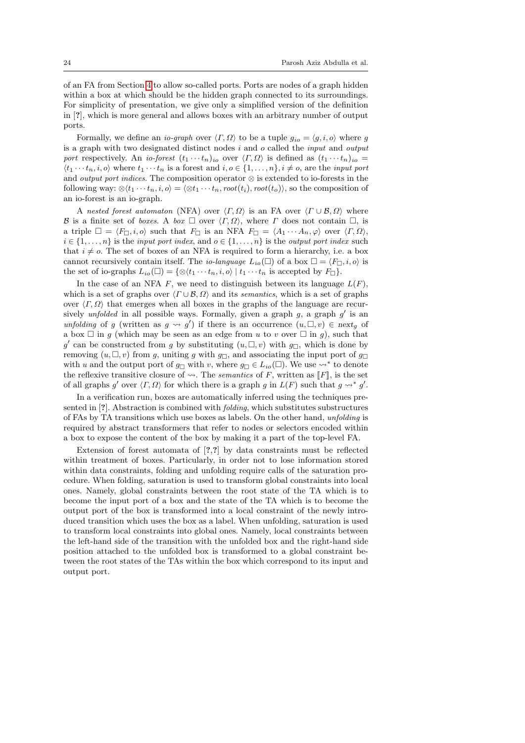of an FA from Section 4 to allow so-called ports. Ports are nodes of a graph hidden within a box at which should be the hidden graph connected to its surroundings. For simplicity of presentation, we give only a simplified version of the definition in [?], which is more general and allows boxes with an arbitrary number of output ports.

Formally, we define an *io-graph* over $\langle \Gamma, \Omega \rangle$ to be a tuple $g_{io} = \langle g, i, o \rangle$ where $g$ is a graph with two designated distinct nodes $i$ and $o$ called the *input* and *output port* respectively. An *io-forest* $(t_1 \cdots t_n)_{io}$ over $\langle \Gamma, \Omega \rangle$ is defined as $(t_1 \cdots t_n)_{io} = \langle t_1 \cdots t_n, i, o \rangle$ where $t_1 \cdots t_n$ is a forest and $i, o \in \{1, \ldots, n\}, i \neq o$, are the *input port* and *output port indices*. The composition operator $\otimes$ is extended to io-forests in the following way: $\otimes \langle t_1 \cdots t_n, i, o \rangle = \langle \otimes t_1 \cdots t_n, root(t_i), root(t_o) \rangle$, so the composition of an io-forest is an io-graph.

A *nested forest automaton* (NFA) over $\langle \Gamma, \Omega \rangle$ is an FA over $\langle \Gamma \cup \mathcal{B}, \Omega \rangle$ where $\mathcal{B}$ is a finite set of *boxes*. A *box* $\Box$ over $\langle \Gamma, \Omega \rangle$, where $\Gamma$ does not contain $\Box$, is a triple $\Box = \langle F_\Box, i, o \rangle$ such that $F_\Box$ is an NFA $F_\Box = \langle A_1 \cdots A_n, \varphi \rangle$ over $\langle \Gamma, \Omega \rangle$, $i \in \{1, \ldots, n\}$ is the *input port index*, and $o \in \{1, \ldots, n\}$ is the *output port index* such that $i \neq o$. The set of boxes of an NFA is required to form a hierarchy, i.e. a box cannot recursively contain itself. The *io-language* $L_{io}(\Box)$ of a box $\Box = \langle F_\Box, i, o \rangle$ is the set of io-graphs $L_{io}(\Box) = \{\otimes \langle t_1 \cdots t_n, i, o \rangle \mid t_1 \cdots t_n \text{ is accepted by } F_\Box\}$.

In the case of an NFA $F$, we need to distinguish between its language $L(F)$, which is a set of graphs over $\langle \Gamma \cup \mathcal{B}, \Omega \rangle$ and its *semantics*, which is a set of graphs over $\langle \Gamma, \Omega \rangle$ that emerges when all boxes in the graphs of the language are recursively *unfolded* in all possible ways. Formally, given a graph $g$, a graph $g'$ is an *unfolding* of $g$ (written as $g \rightsquigarrow g'$) if there is an occurrence $(u, \Box, v) \in next_g$ of a box $\Box$ in $g$ (which may be seen as an edge from $u$ to $v$ over $\Box$ in $g$), such that $g'$ can be constructed from $g$ by substituting $(u, \Box, v)$ with $g_\Box$, which is done by removing $(u, \Box, v)$ from $g$, uniting $g$ with $g_\Box$, and associating the input port of $g_\Box$ with $u$ and the output port of $g_\Box$ with $v$, where $g_\Box \in L_{io}(\Box)$. We use $\rightsquigarrow^*$ to denote the reflexive transitive closure of $\rightsquigarrow$. The *semantics* of $F$, written as $[\![F]\!]$, is the set of all graphs $g'$ over $\langle \Gamma, \Omega \rangle$ for which there is a graph $g$ in $L(F)$ such that $g \rightsquigarrow^* g'$.

In a verification run, boxes are automatically inferred using the techniques presented in [?]. Abstraction is combined with *folding*, which substitutes substructures of FAs by TA transitions which use boxes as labels. On the other hand, *unfolding* is required by abstract transformers that refer to nodes or selectors encoded within a box to expose the content of the box by making it a part of the top-level FA.

Extension of forest automata of [?,?] by data constraints must be reflected within treatment of boxes. Particularly, in order not to lose information stored within data constraints, folding and unfolding require calls of the saturation procedure. When folding, saturation is used to transform global constraints into local ones. Namely, global constraints between the root state of the TA which is to become the input port of a box and the state of the TA which is to become the output port of the box is transformed into a local constraint of the newly introduced transition which uses the box as a label. When unfolding, saturation is used to transform local constraints into global ones. Namely, local constraints between the left-hand side of the transition with the unfolded box and the right-hand side position attached to the unfolded box is transformed to a global constraint between the root states of the TAs within the box which correspond to its input and output port.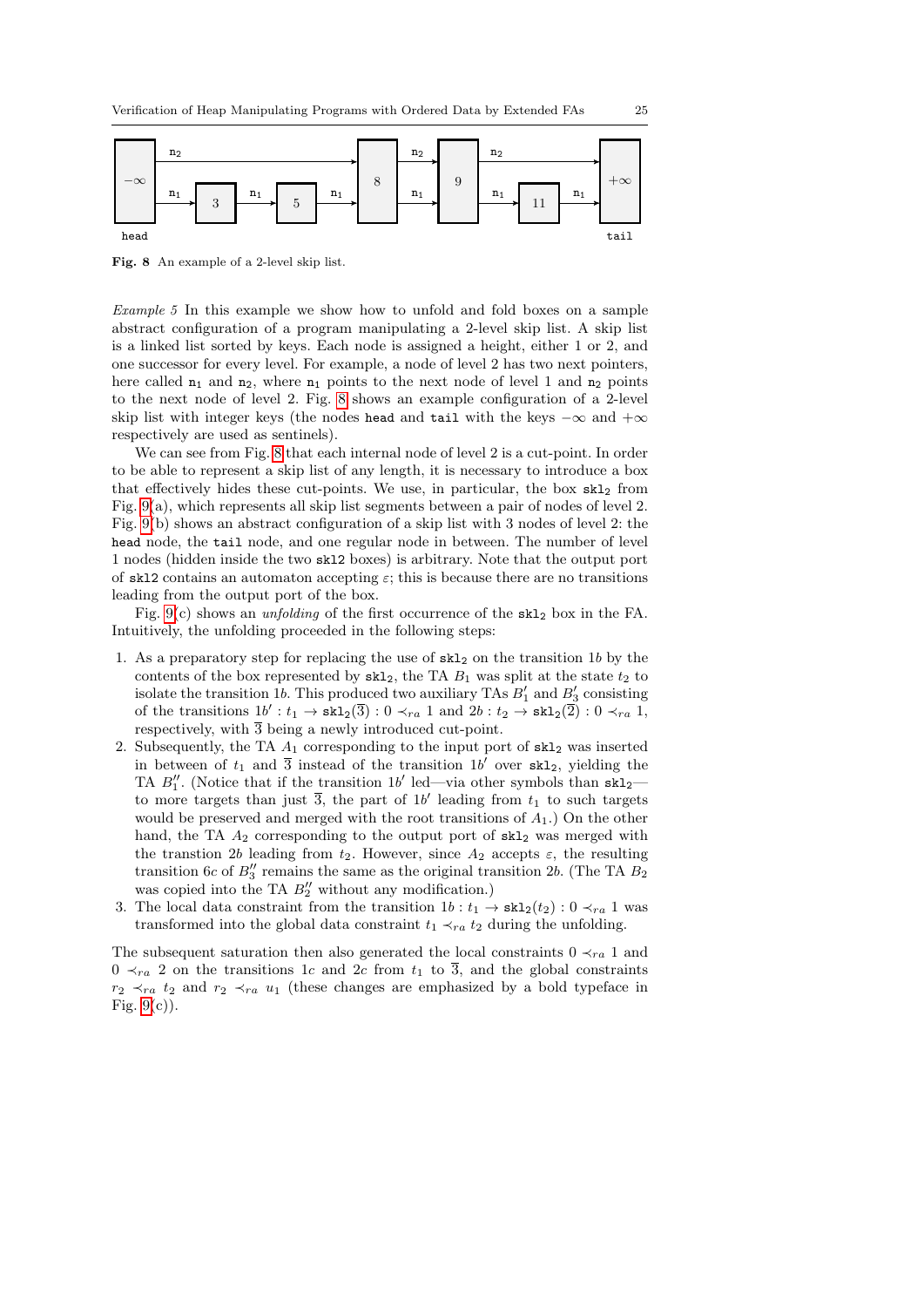**Fig. 8** An example of a 2-level skip list.

*Example 5* In this example we show how to unfold and fold boxes on a sample abstract configuration of a program manipulating a 2-level skip list. A skip list is a linked list sorted by keys. Each node is assigned a height, either 1 or 2, and one successor for every level. For example, a node of level 2 has two next pointers, here called $\mathtt{n}_1$ and $\mathtt{n}_2$, where $\mathtt{n}_1$ points to the next node of level 1 and $\mathtt{n}_2$ points to the next node of level 2. Fig. 8 shows an example configuration of a 2-level skip list with integer keys (the nodes `head` and `tail` with the keys $-\infty$ and $+\infty$ respectively are used as sentinels).

We can see from Fig. 8 that each internal node of level 2 is a cut-point. In order to be able to represent a skip list of any length, it is necessary to introduce a box that effectively hides these cut-points. We use, in particular, the box $\mathtt{skl}_2$ from Fig. 9(a), which represents all skip list segments between a pair of nodes of level 2. Fig. 9(b) shows an abstract configuration of a skip list with 3 nodes of level 2: the `head` node, the `tail` node, and one regular node in between. The number of level 1 nodes (hidden inside the two `skl2` boxes) is arbitrary. Note that the output port of `skl2` contains an automaton accepting $\varepsilon$; this is because there are no transitions leading from the output port of the box.

Fig. 9(c) shows an *unfolding* of the first occurrence of the $\mathtt{skl}_2$ box in the FA. Intuitively, the unfolding proceeded in the following steps:

1. As a preparatory step for replacing the use of $\mathtt{skl}_2$ on the transition $1b$ by the contents of the box represented by $\mathtt{skl}_2$, the TA $B_1$ was split at the state $t_2$ to isolate the transition $1b$. This produced two auxiliary TAs $B_1'$ and $B_3'$ consisting of the transitions $1b' : t_1 \to \mathtt{skl}_2(\overline{3}) : 0 \prec_{ra} 1$ and $2b : t_2 \to \mathtt{skl}_2(\overline{2}) : 0 \prec_{ra} 1$, respectively, with $\overline{3}$ being a newly introduced cut-point.
2. Subsequently, the TA $A_1$ corresponding to the input port of $\mathtt{skl}_2$ was inserted in between of $t_1$ and $\overline{3}$ instead of the transition $1b'$ over $\mathtt{skl}_2$, yielding the TA $B_1''$. (Notice that if the transition $1b'$ led—via other symbols than $\mathtt{skl}_2$—to more targets than just $\overline{3}$, the part of $1b'$ leading from $t_1$ to such targets would be preserved and merged with the root transitions of $A_1$.) On the other hand, the TA $A_2$ corresponding to the output port of $\mathtt{skl}_2$ was merged with the transtion $2b$ leading from $t_2$. However, since $A_2$ accepts $\varepsilon$, the resulting transition $6c$ of $B_3''$ remains the same as the original transition $2b$. (The TA $B_2$ was copied into the TA $B_2''$ without any modification.)
3. The local data constraint from the transition $1b : t_1 \to \mathtt{skl}_2(t_2) : 0 \prec_{ra} 1$ was transformed into the global data constraint $t_1 \prec_{ra} t_2$ during the unfolding.

The subsequent saturation then also generated the local constraints $0 \prec_{ra} 1$ and $0 \prec_{ra} 2$ on the transitions $1c$ and $2c$ from $t_1$ to $\overline{3}$, and the global constraints $r_2 \prec_{ra} t_2$ and $r_2 \prec_{ra} u_1$ (these changes are emphasized by a bold typeface in Fig. 9(c)).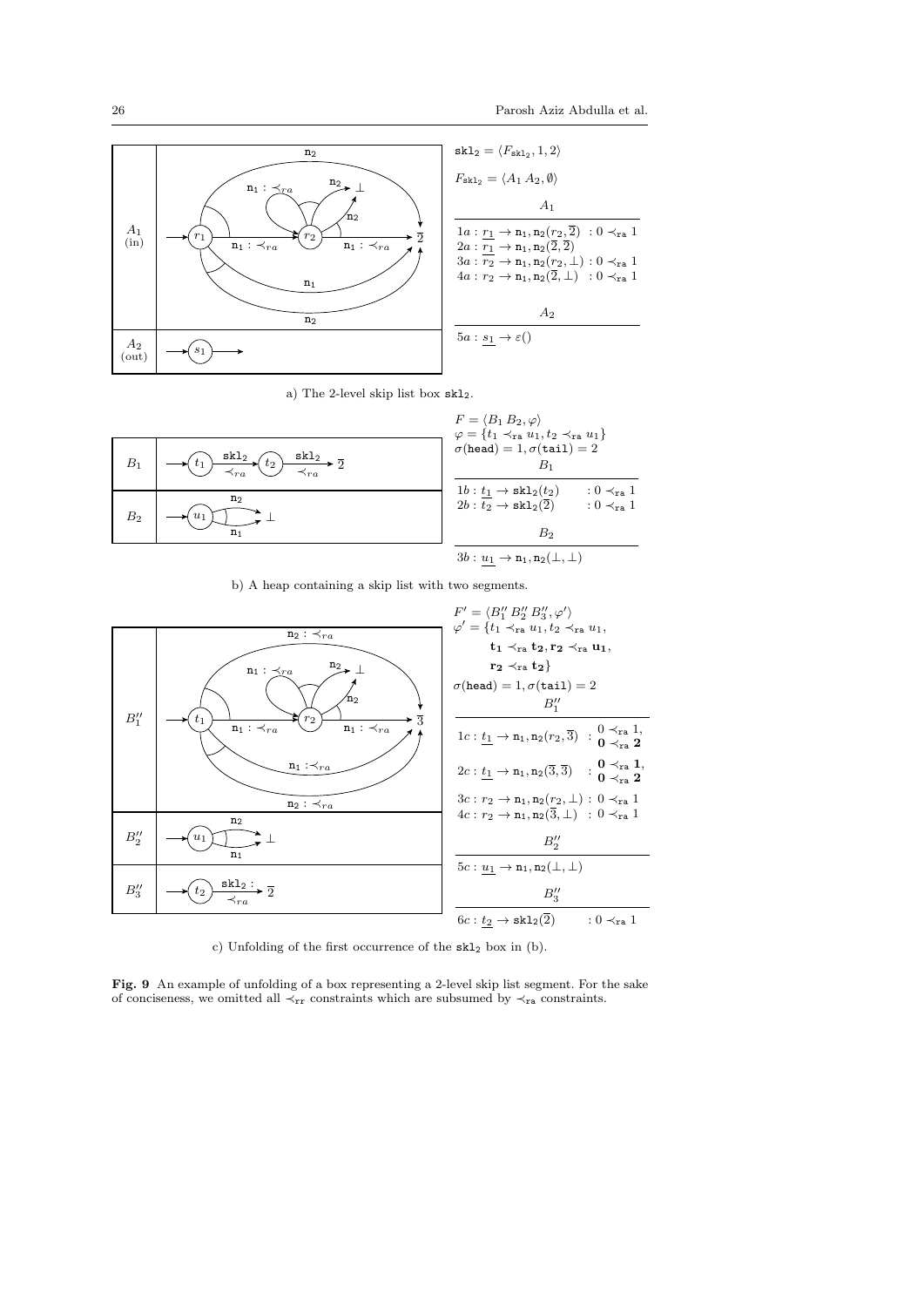$\mathtt{skl}_2 = \langle F_{\mathtt{skl}_2}, 1, 2\rangle$

$F_{\mathtt{skl}_2} = \langle A_1\, A_2, \emptyset\rangle$

$A_1$

$1a : \underline{r_1} \to \mathtt{n}_1, \mathtt{n}_2(r_2, \overline{2}) \;: 0 \prec_{\mathtt{ra}} 1$
$2a : \underline{r_1} \to \mathtt{n}_1, \mathtt{n}_2(\overline{2}, \overline{2})$
$3a : \overline{r_2} \to \mathtt{n}_1, \mathtt{n}_2(r_2, \bot) : 0 \prec_{\mathtt{ra}} 1$
$4a : r_2 \to \mathtt{n}_1, \mathtt{n}_2(\overline{2}, \bot) \;: 0 \prec_{\mathtt{ra}} 1$

$A_2$

$5a : \underline{s_1} \to \varepsilon()$

a) The 2-level skip list box $\mathtt{skl}_2$.

$F = \langle B_1\, B_2, \varphi\rangle$
$\varphi = \{t_1 \prec_{\mathtt{ra}} u_1, t_2 \prec_{\mathtt{ra}} u_1\}$
$\sigma(\mathtt{head}) = 1, \sigma(\mathtt{tail}) = 2$

$B_1$

$1b : \underline{t_1} \to \mathtt{skl}_2(t_2) \quad : 0 \prec_{\mathtt{ra}} 1$
$2b : \overline{t_2} \to \mathtt{skl}_2(\overline{2}) \quad : 0 \prec_{\mathtt{ra}} 1$

$B_2$

$3b : \underline{u_1} \to \mathtt{n}_1, \mathtt{n}_2(\bot, \bot)$

b) A heap containing a skip list with two segments.

$F' = \langle B_1''\, B_2''\, B_3'', \varphi'\rangle$
$\varphi' = \{t_1 \prec_{\mathtt{ra}} u_1, t_2 \prec_{\mathtt{ra}} u_1,$
$\mathbf{t_1 \prec_{\mathtt{ra}} t_2, r_2 \prec_{\mathtt{ra}} u_1},$
$\mathbf{r_2 \prec_{\mathtt{ra}} t_2}\}$
$\sigma(\mathtt{head}) = 1, \sigma(\mathtt{tail}) = 2$

$B_1''$

$1c : \underline{t_1} \to \mathtt{n}_1, \mathtt{n}_2(r_2, \overline{3}) \;: 0 \prec_{\mathtt{ra}} 1, \mathbf{0 \prec_{\mathtt{ra}} 2}$
$2c : \underline{t_1} \to \mathtt{n}_1, \mathtt{n}_2(\overline{3}, \overline{3}) \;: \mathbf{0 \prec_{\mathtt{ra}} 1}, \mathbf{0 \prec_{\mathtt{ra}} 2}$
$3c : r_2 \to \mathtt{n}_1, \mathtt{n}_2(r_2, \bot) : 0 \prec_{\mathtt{ra}} 1$
$4c : r_2 \to \mathtt{n}_1, \mathtt{n}_2(\overline{3}, \bot) \;: 0 \prec_{\mathtt{ra}} 1$

$B_2''$

$5c : \underline{u_1} \to \mathtt{n}_1, \mathtt{n}_2(\bot, \bot)$

$B_3''$

$6c : \underline{t_2} \to \mathtt{skl}_2(\overline{2}) \quad : 0 \prec_{\mathtt{ra}} 1$

c) Unfolding of the first occurrence of the $\mathtt{skl}_2$ box in (b).

**Fig. 9** An example of unfolding of a box representing a 2-level skip list segment. For the sake of conciseness, we omitted all $\prec_{\mathtt{rr}}$ constraints which are subsumed by $\prec_{\mathtt{ra}}$ constraints.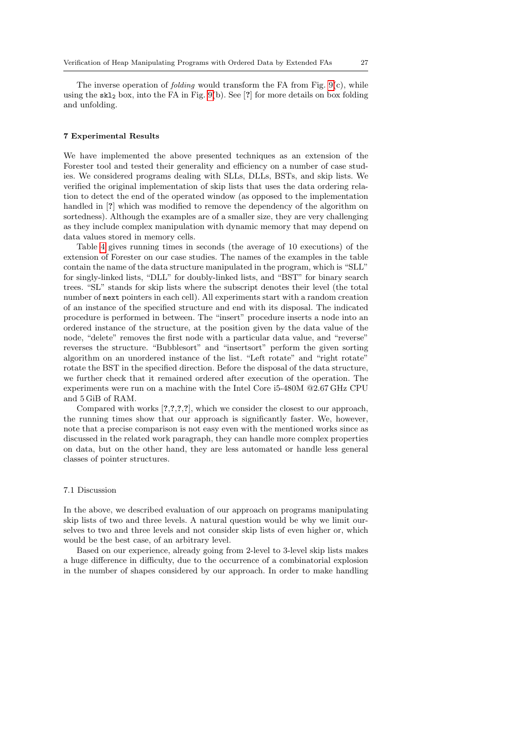The inverse operation of *folding* would transform the FA from Fig. 9(c), while using the $\mathtt{skl}_2$ box, into the FA in Fig. 9(b). See [?] for more details on box folding and unfolding.

### 7 Experimental Results

We have implemented the above presented techniques as an extension of the Forester tool and tested their generality and efficiency on a number of case studies. We considered programs dealing with SLLs, DLLs, BSTs, and skip lists. We verified the original implementation of skip lists that uses the data ordering relation to detect the end of the operated window (as opposed to the implementation handled in [?] which was modified to remove the dependency of the algorithm on sortedness). Although the examples are of a smaller size, they are very challenging as they include complex manipulation with dynamic memory that may depend on data values stored in memory cells.

Table 4 gives running times in seconds (the average of 10 executions) of the extension of Forester on our case studies. The names of the examples in the table contain the name of the data structure manipulated in the program, which is "SLL" for singly-linked lists, "DLL" for doubly-linked lists, and "BST" for binary search trees. "SL" stands for skip lists where the subscript denotes their level (the total number of `next` pointers in each cell). All experiments start with a random creation of an instance of the specified structure and end with its disposal. The indicated procedure is performed in between. The "insert" procedure inserts a node into an ordered instance of the structure, at the position given by the data value of the node, "delete" removes the first node with a particular data value, and "reverse" reverses the structure. "Bubblesort" and "insertsort" perform the given sorting algorithm on an unordered instance of the list. "Left rotate" and "right rotate" rotate the BST in the specified direction. Before the disposal of the data structure, we further check that it remained ordered after execution of the operation. The experiments were run on a machine with the Intel Core i5-480M @2.67 GHz CPU and 5 GiB of RAM.

Compared with works [?,?,?,?], which we consider the closest to our approach, the running times show that our approach is significantly faster. We, however, note that a precise comparison is not easy even with the mentioned works since as discussed in the related work paragraph, they can handle more complex properties on data, but on the other hand, they are less automated or handle less general classes of pointer structures.

#### 7.1 Discussion

In the above, we described evaluation of our approach on programs manipulating skip lists of two and three levels. A natural question would be why we limit ourselves to two and three levels and not consider skip lists of even higher or, which would be the best case, of an arbitrary level.

Based on our experience, already going from 2-level to 3-level skip lists makes a huge difference in difficulty, due to the occurrence of a combinatorial explosion in the number of shapes considered by our approach. In order to make handling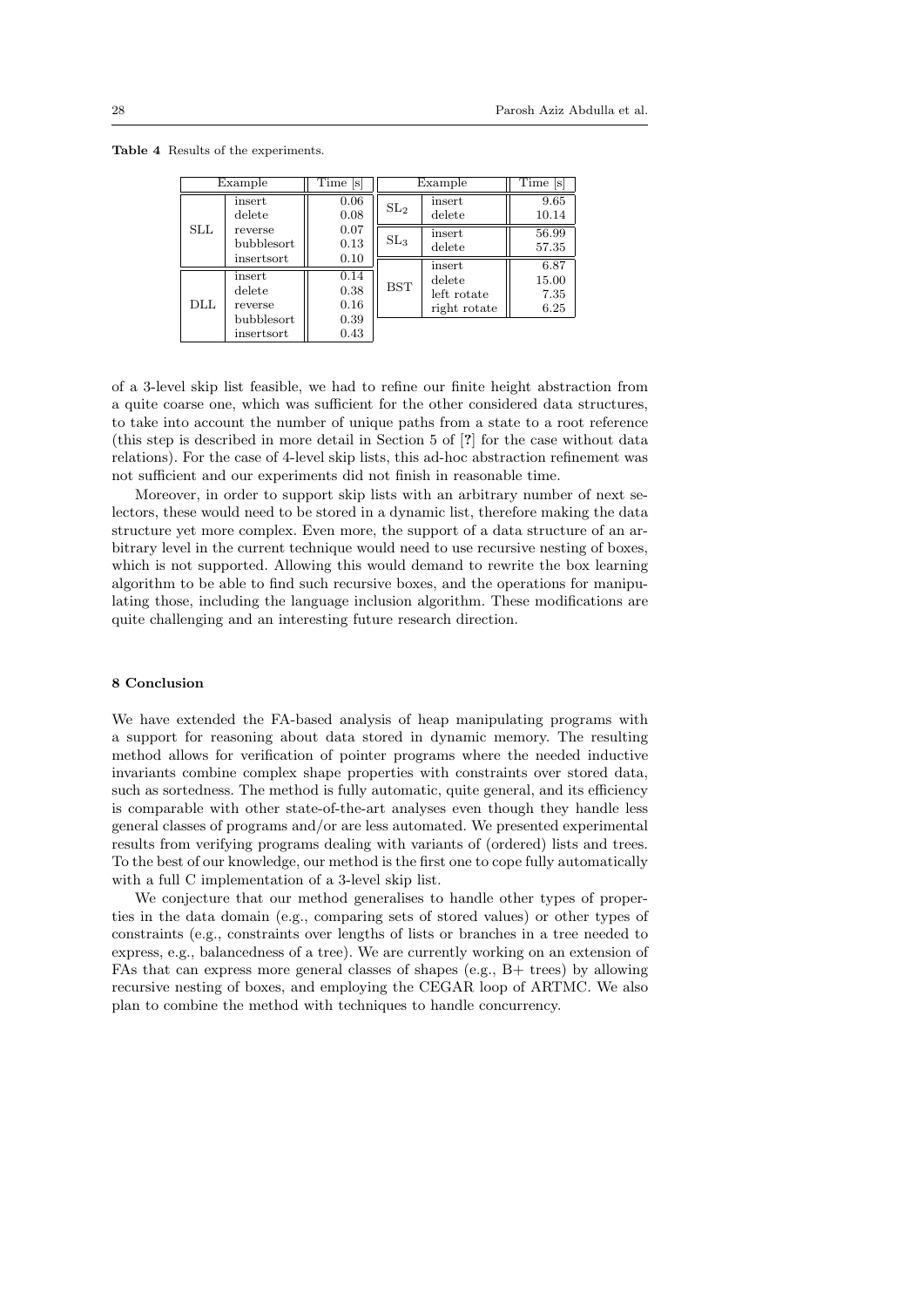**Table 4** Results of the experiments.

| Example | | Time [s] | Example | | Time [s] |
|---|---|---|---|---|---|
| SLL | insert | 0.06 | $SL_2$ | insert | 9.65 |
| | delete | 0.08 | | delete | 10.14 |
| | reverse | 0.07 | $SL_3$ | insert | 56.99 |
| | bubblesort | 0.13 | | delete | 57.35 |
| | insertsort | 0.10 | BST | insert | 6.87 |
| DLL | insert | 0.14 | | delete | 15.00 |
| | delete | 0.38 | | left rotate | 7.35 |
| | reverse | 0.16 | | right rotate | 6.25 |
| | bubblesort | 0.39 | | | |
| | insertsort | 0.43 | | | |

of a 3-level skip list feasible, we had to refine our finite height abstraction from a quite coarse one, which was sufficient for the other considered data structures, to take into account the number of unique paths from a state to a root reference (this step is described in more detail in Section 5 of [?] for the case without data relations). For the case of 4-level skip lists, this ad-hoc abstraction refinement was not sufficient and our experiments did not finish in reasonable time.

Moreover, in order to support skip lists with an arbitrary number of next selectors, these would need to be stored in a dynamic list, therefore making the data structure yet more complex. Even more, the support of a data structure of an arbitrary level in the current technique would need to use recursive nesting of boxes, which is not supported. Allowing this would demand to rewrite the box learning algorithm to be able to find such recursive boxes, and the operations for manipulating those, including the language inclusion algorithm. These modifications are quite challenging and an interesting future research direction.

## 8 Conclusion

We have extended the FA-based analysis of heap manipulating programs with a support for reasoning about data stored in dynamic memory. The resulting method allows for verification of pointer programs where the needed inductive invariants combine complex shape properties with constraints over stored data, such as sortedness. The method is fully automatic, quite general, and its efficiency is comparable with other state-of-the-art analyses even though they handle less general classes of programs and/or are less automated. We presented experimental results from verifying programs dealing with variants of (ordered) lists and trees. To the best of our knowledge, our method is the first one to cope fully automatically with a full C implementation of a 3-level skip list.

We conjecture that our method generalises to handle other types of properties in the data domain (e.g., comparing sets of stored values) or other types of constraints (e.g., constraints over lengths of lists or branches in a tree needed to express, e.g., balancedness of a tree). We are currently working on an extension of FAs that can express more general classes of shapes (e.g., B+ trees) by allowing recursive nesting of boxes, and employing the CEGAR loop of ARTMC. We also plan to combine the method with techniques to handle concurrency.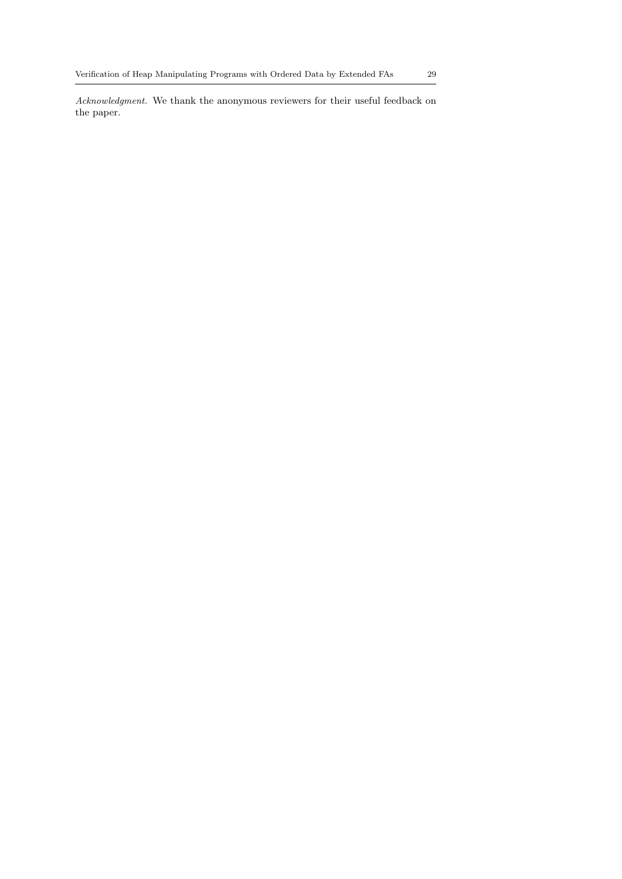*Acknowledgment.* We thank the anonymous reviewers for their useful feedback on the paper.